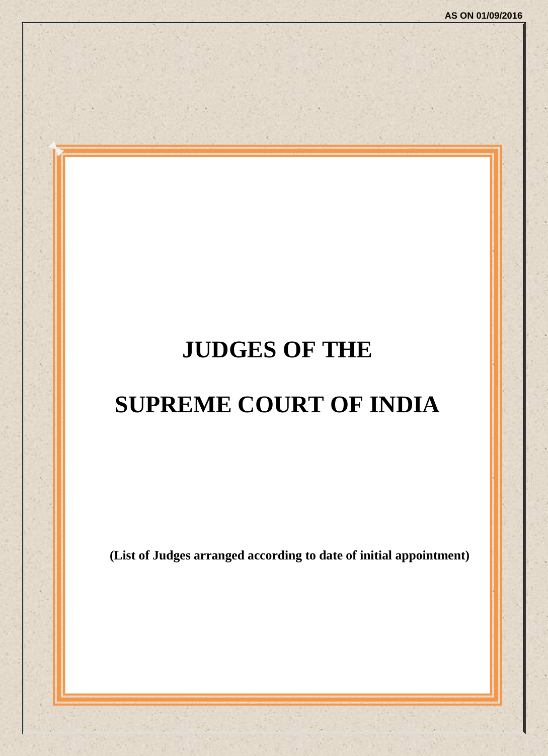AS ON 01/09/2016

# JUDGES OF THE

# SUPREME COURT OF INDIA

**(List of Judges arranged according to date of initial appointment)**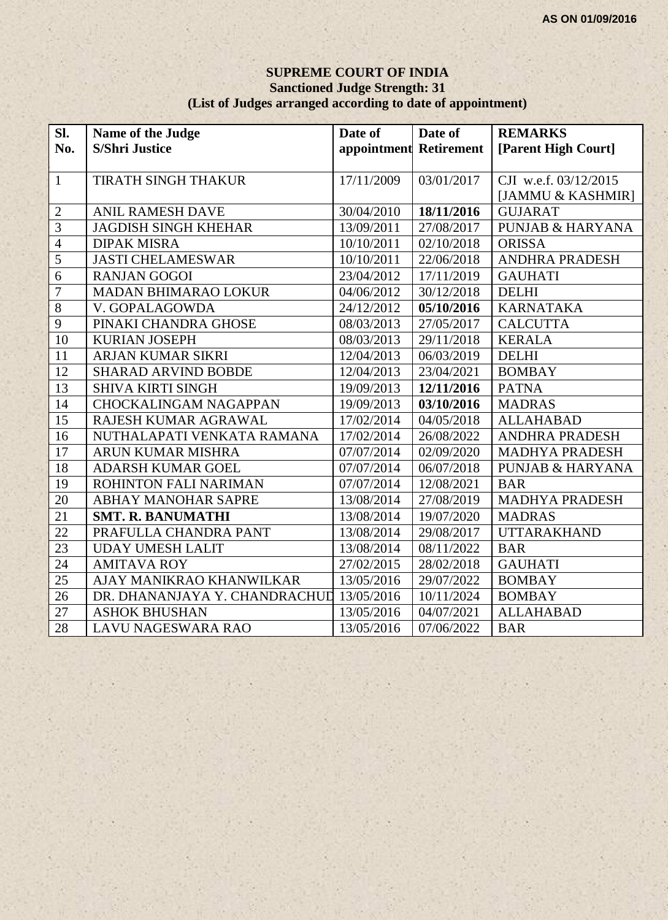AS ON 01/09/2016

# SUPREME COURT OF INDIA

**Sanctioned Judge Strength: 31**

**(List of Judges arranged according to date of appointment)**

| Sl. No. | Name of the Judge S/Shri Justice | Date of appointment | Date of Retirement | REMARKS [Parent High Court] |
|---|---|---|---|---|
| 1 | TIRATH SINGH THAKUR | 17/11/2009 | 03/01/2017 | CJI w.e.f. 03/12/2015 [JAMMU & KASHMIR] |
| 2 | ANIL RAMESH DAVE | 30/04/2010 | **18/11/2016** | GUJARAT |
| 3 | JAGDISH SINGH KHEHAR | 13/09/2011 | 27/08/2017 | PUNJAB & HARYANA |
| 4 | DIPAK MISRA | 10/10/2011 | 02/10/2018 | ORISSA |
| 5 | JASTI CHELAMESWAR | 10/10/2011 | 22/06/2018 | ANDHRA PRADESH |
| 6 | RANJAN GOGOI | 23/04/2012 | 17/11/2019 | GAUHATI |
| 7 | MADAN BHIMARAO LOKUR | 04/06/2012 | 30/12/2018 | DELHI |
| 8 | V. GOPALAGOWDA | 24/12/2012 | **05/10/2016** | KARNATAKA |
| 9 | PINAKI CHANDRA GHOSE | 08/03/2013 | 27/05/2017 | CALCUTTA |
| 10 | KURIAN JOSEPH | 08/03/2013 | 29/11/2018 | KERALA |
| 11 | ARJAN KUMAR SIKRI | 12/04/2013 | 06/03/2019 | DELHI |
| 12 | SHARAD ARVIND BOBDE | 12/04/2013 | 23/04/2021 | BOMBAY |
| 13 | SHIVA KIRTI SINGH | 19/09/2013 | **12/11/2016** | PATNA |
| 14 | CHOCKALINGAM NAGAPPAN | 19/09/2013 | **03/10/2016** | MADRAS |
| 15 | RAJESH KUMAR AGRAWAL | 17/02/2014 | 04/05/2018 | ALLAHABAD |
| 16 | NUTHALAPATI VENKATA RAMANA | 17/02/2014 | 26/08/2022 | ANDHRA PRADESH |
| 17 | ARUN KUMAR MISHRA | 07/07/2014 | 02/09/2020 | MADHYA PRADESH |
| 18 | ADARSH KUMAR GOEL | 07/07/2014 | 06/07/2018 | PUNJAB & HARYANA |
| 19 | ROHINTON FALI NARIMAN | 07/07/2014 | 12/08/2021 | BAR |
| 20 | ABHAY MANOHAR SAPRE | 13/08/2014 | 27/08/2019 | MADHYA PRADESH |
| 21 | **SMT. R. BANUMATHI** | 13/08/2014 | 19/07/2020 | MADRAS |
| 22 | PRAFULLA CHANDRA PANT | 13/08/2014 | 29/08/2017 | UTTARAKHAND |
| 23 | UDAY UMESH LALIT | 13/08/2014 | 08/11/2022 | BAR |
| 24 | AMITAVA ROY | 27/02/2015 | 28/02/2018 | GAUHATI |
| 25 | AJAY MANIKRAO KHANWILKAR | 13/05/2016 | 29/07/2022 | BOMBAY |
| 26 | DR. DHANANJAYA Y. CHANDRACHUD | 13/05/2016 | 10/11/2024 | BOMBAY |
| 27 | ASHOK BHUSHAN | 13/05/2016 | 04/07/2021 | ALLAHABAD |
| 28 | LAVU NAGESWARA RAO | 13/05/2016 | 07/06/2022 | BAR |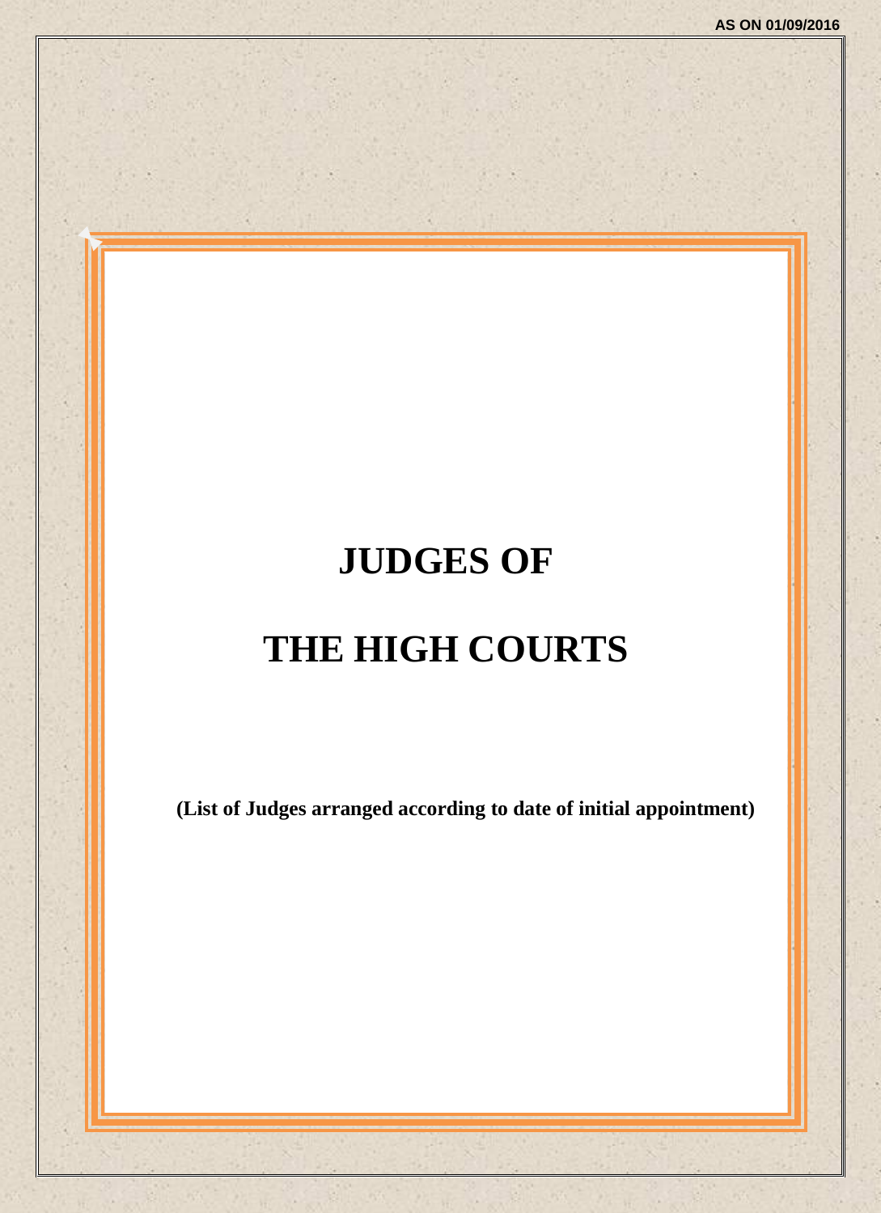AS ON 01/09/2016

# JUDGES OF

# THE HIGH COURTS

**(List of Judges arranged according to date of initial appointment)**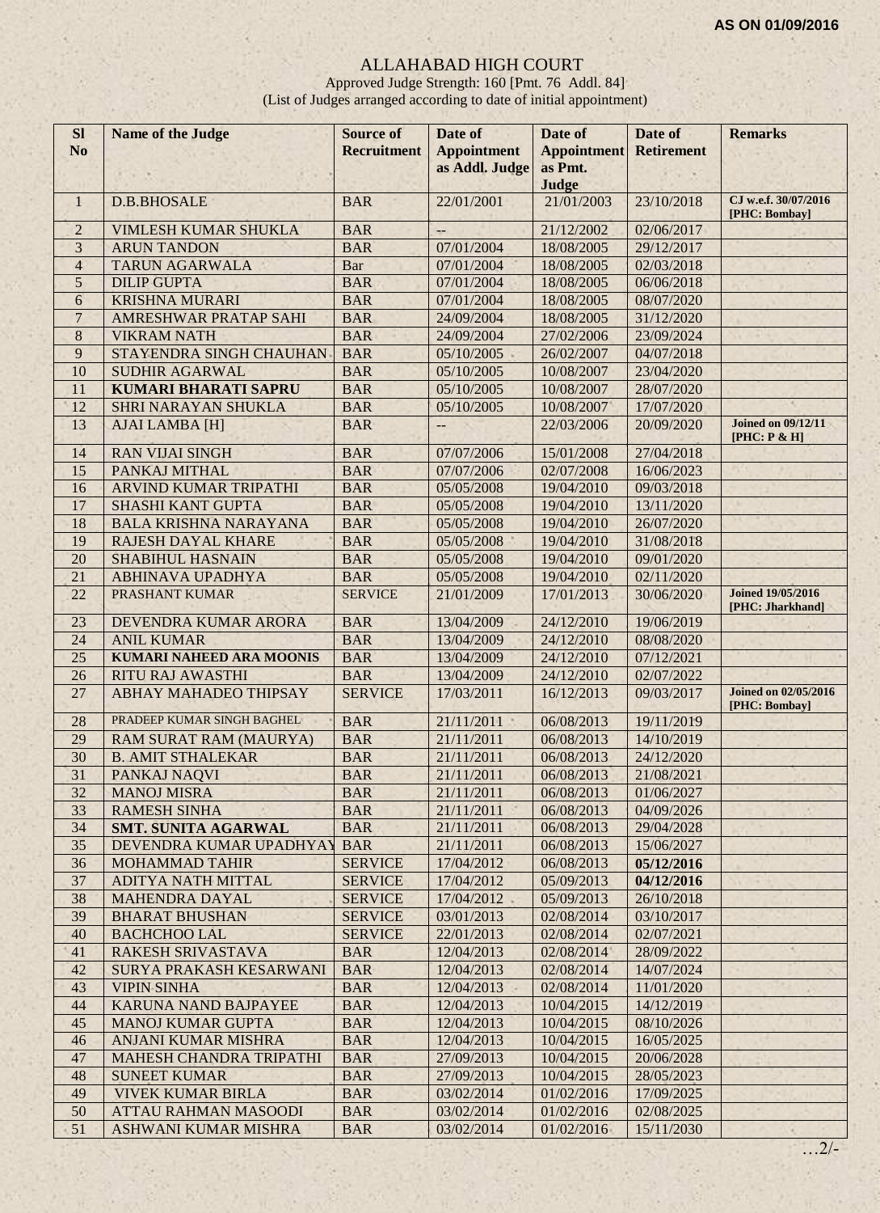**AS ON 01/09/2016**

# ALLAHABAD HIGH COURT

Approved Judge Strength: 160 [Pmt. 76 Addl. 84]

(List of Judges arranged according to date of initial appointment)

| Sl No | Name of the Judge | Source of Recruitment | Date of Appointment as Addl. Judge | Date of Appointment as Pmt. Judge | Date of Retirement | Remarks |
|---|---|---|---|---|---|---|
| 1 | D.B.BHOSALE | BAR | 22/01/2001 | 21/01/2003 | 23/10/2018 | CJ w.e.f. 30/07/2016 [PHC: Bombay] |
| 2 | VIMLESH KUMAR SHUKLA | BAR | -- | 21/12/2002 | 02/06/2017 | |
| 3 | ARUN TANDON | BAR | 07/01/2004 | 18/08/2005 | 29/12/2017 | |
| 4 | TARUN AGARWALA | Bar | 07/01/2004 | 18/08/2005 | 02/03/2018 | |
| 5 | DILIP GUPTA | BAR | 07/01/2004 | 18/08/2005 | 06/06/2018 | |
| 6 | KRISHNA MURARI | BAR | 07/01/2004 | 18/08/2005 | 08/07/2020 | |
| 7 | AMRESHWAR PRATAP SAHI | BAR | 24/09/2004 | 18/08/2005 | 31/12/2020 | |
| 8 | VIKRAM NATH | BAR | 24/09/2004 | 27/02/2006 | 23/09/2024 | |
| 9 | STAYENDRA SINGH CHAUHAN | BAR | 05/10/2005 | 26/02/2007 | 04/07/2018 | |
| 10 | SUDHIR AGARWAL | BAR | 05/10/2005 | 10/08/2007 | 23/04/2020 | |
| 11 | **KUMARI BHARATI SAPRU** | BAR | 05/10/2005 | 10/08/2007 | 28/07/2020 | |
| 12 | SHRI NARAYAN SHUKLA | BAR | 05/10/2005 | 10/08/2007 | 17/07/2020 | |
| 13 | AJAI LAMBA [H] | BAR | -- | 22/03/2006 | 20/09/2020 | Joined on 09/12/11 [PHC: P & H] |
| 14 | RAN VIJAI SINGH | BAR | 07/07/2006 | 15/01/2008 | 27/04/2018 | |
| 15 | PANKAJ MITHAL | BAR | 07/07/2006 | 02/07/2008 | 16/06/2023 | |
| 16 | ARVIND KUMAR TRIPATHI | BAR | 05/05/2008 | 19/04/2010 | 09/03/2018 | |
| 17 | SHASHI KANT GUPTA | BAR | 05/05/2008 | 19/04/2010 | 13/11/2020 | |
| 18 | BALA KRISHNA NARAYANA | BAR | 05/05/2008 | 19/04/2010 | 26/07/2020 | |
| 19 | RAJESH DAYAL KHARE | BAR | 05/05/2008 | 19/04/2010 | 31/08/2018 | |
| 20 | SHABIHUL HASNAIN | BAR | 05/05/2008 | 19/04/2010 | 09/01/2020 | |
| 21 | ABHINAVA UPADHYA | BAR | 05/05/2008 | 19/04/2010 | 02/11/2020 | |
| 22 | PRASHANT KUMAR | SERVICE | 21/01/2009 | 17/01/2013 | 30/06/2020 | Joined 19/05/2016 [PHC: Jharkhand] |
| 23 | DEVENDRA KUMAR ARORA | BAR | 13/04/2009 | 24/12/2010 | 19/06/2019 | |
| 24 | ANIL KUMAR | BAR | 13/04/2009 | 24/12/2010 | 08/08/2020 | |
| 25 | **KUMARI NAHEED ARA MOONIS** | BAR | 13/04/2009 | 24/12/2010 | 07/12/2021 | |
| 26 | RITU RAJ AWASTHI | BAR | 13/04/2009 | 24/12/2010 | 02/07/2022 | |
| 27 | ABHAY MAHADEO THIPSAY | SERVICE | 17/03/2011 | 16/12/2013 | 09/03/2017 | Joined on 02/05/2016 [PHC: Bombay] |
| 28 | PRADEEP KUMAR SINGH BAGHEL | BAR | 21/11/2011 | 06/08/2013 | 19/11/2019 | |
| 29 | RAM SURAT RAM (MAURYA) | BAR | 21/11/2011 | 06/08/2013 | 14/10/2019 | |
| 30 | B. AMIT STHALEKAR | BAR | 21/11/2011 | 06/08/2013 | 24/12/2020 | |
| 31 | PANKAJ NAQVI | BAR | 21/11/2011 | 06/08/2013 | 21/08/2021 | |
| 32 | MANOJ MISRA | BAR | 21/11/2011 | 06/08/2013 | 01/06/2027 | |
| 33 | RAMESH SINHA | BAR | 21/11/2011 | 06/08/2013 | 04/09/2026 | |
| 34 | **SMT. SUNITA AGARWAL** | BAR | 21/11/2011 | 06/08/2013 | 29/04/2028 | |
| 35 | DEVENDRA KUMAR UPADHYAY | BAR | 21/11/2011 | 06/08/2013 | 15/06/2027 | |
| 36 | MOHAMMAD TAHIR | SERVICE | 17/04/2012 | 06/08/2013 | **05/12/2016** | |
| 37 | ADITYA NATH MITTAL | SERVICE | 17/04/2012 | 05/09/2013 | **04/12/2016** | |
| 38 | MAHENDRA DAYAL | SERVICE | 17/04/2012 | 05/09/2013 | 26/10/2018 | |
| 39 | BHARAT BHUSHAN | SERVICE | 03/01/2013 | 02/08/2014 | 03/10/2017 | |
| 40 | BACHCHOO LAL | SERVICE | 22/01/2013 | 02/08/2014 | 02/07/2021 | |
| 41 | RAKESH SRIVASTAVA | BAR | 12/04/2013 | 02/08/2014 | 28/09/2022 | |
| 42 | SURYA PRAKASH KESARWANI | BAR | 12/04/2013 | 02/08/2014 | 14/07/2024 | |
| 43 | VIPIN SINHA | BAR | 12/04/2013 | 02/08/2014 | 11/01/2020 | |
| 44 | KARUNA NAND BAJPAYEE | BAR | 12/04/2013 | 10/04/2015 | 14/12/2019 | |
| 45 | MANOJ KUMAR GUPTA | BAR | 12/04/2013 | 10/04/2015 | 08/10/2026 | |
| 46 | ANJANI KUMAR MISHRA | BAR | 12/04/2013 | 10/04/2015 | 16/05/2025 | |
| 47 | MAHESH CHANDRA TRIPATHI | BAR | 27/09/2013 | 10/04/2015 | 20/06/2028 | |
| 48 | SUNEET KUMAR | BAR | 27/09/2013 | 10/04/2015 | 28/05/2023 | |
| 49 | VIVEK KUMAR BIRLA | BAR | 03/02/2014 | 01/02/2016 | 17/09/2025 | |
| 50 | ATTAU RAHMAN MASOODI | BAR | 03/02/2014 | 01/02/2016 | 02/08/2025 | |
| 51 | ASHWANI KUMAR MISHRA | BAR | 03/02/2014 | 01/02/2016 | 15/11/2030 | |

…2/-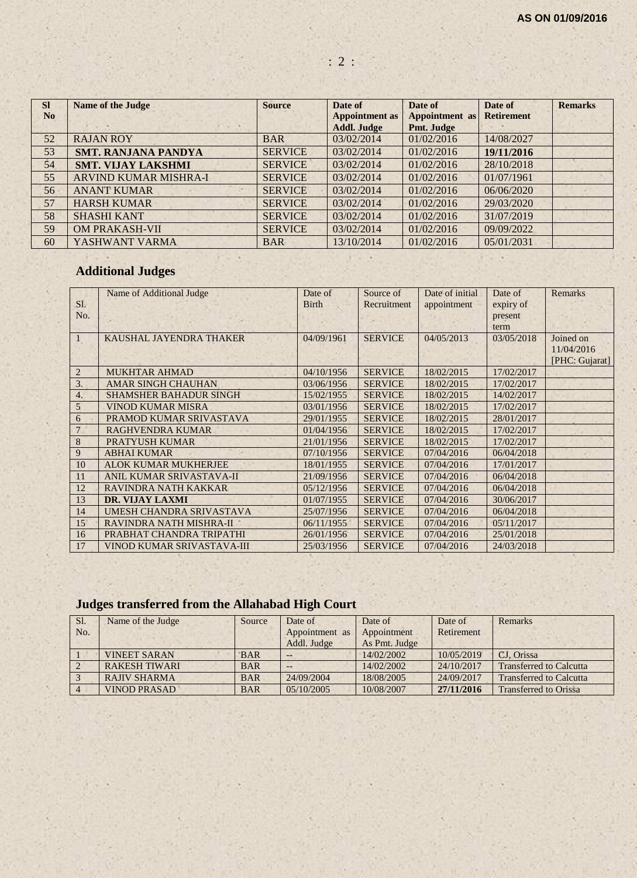AS ON 01/09/2016

| Sl No | Name of the Judge | Source | Date of Appointment as Addl. Judge | Date of Appointment as Pmt. Judge | Date of Retirement | Remarks |
|---|---|---|---|---|---|---|
| 52 | RAJAN ROY | BAR | 03/02/2014 | 01/02/2016 | 14/08/2027 | |
| 53 | **SMT. RANJANA PANDYA** | SERVICE | 03/02/2014 | 01/02/2016 | **19/11/2016** | |
| 54 | **SMT. VIJAY LAKSHMI** | SERVICE | 03/02/2014 | 01/02/2016 | 28/10/2018 | |
| 55 | ARVIND KUMAR MISHRA-I | SERVICE | 03/02/2014 | 01/02/2016 | 01/07/1961 | |
| 56 | ANANT KUMAR | SERVICE | 03/02/2014 | 01/02/2016 | 06/06/2020 | |
| 57 | HARSH KUMAR | SERVICE | 03/02/2014 | 01/02/2016 | 29/03/2020 | |
| 58 | SHASHI KANT | SERVICE | 03/02/2014 | 01/02/2016 | 31/07/2019 | |
| 59 | OM PRAKASH-VII | SERVICE | 03/02/2014 | 01/02/2016 | 09/09/2022 | |
| 60 | YASHWANT VARMA | BAR | 13/10/2014 | 01/02/2016 | 05/01/2031 | |

## Additional Judges

| Sl. No. | Name of Additional Judge | Date of Birth | Source of Recruitment | Date of initial appointment | Date of expiry of present term | Remarks |
|---|---|---|---|---|---|---|
| 1 | KAUSHAL JAYENDRA THAKER | 04/09/1961 | SERVICE | 04/05/2013 | 03/05/2018 | Joined on 11/04/2016 [PHC: Gujarat] |
| 2 | MUKHTAR AHMAD | 04/10/1956 | SERVICE | 18/02/2015 | 17/02/2017 | |
| 3. | AMAR SINGH CHAUHAN | 03/06/1956 | SERVICE | 18/02/2015 | 17/02/2017 | |
| 4. | SHAMSHER BAHADUR SINGH | 15/02/1955 | SERVICE | 18/02/2015 | 14/02/2017 | |
| 5 | VINOD KUMAR MISRA | 03/01/1956 | SERVICE | 18/02/2015 | 17/02/2017 | |
| 6 | PRAMOD KUMAR SRIVASTAVA | 29/01/1955 | SERVICE | 18/02/2015 | 28/01/2017 | |
| 7 | RAGHVENDRA KUMAR | 01/04/1956 | SERVICE | 18/02/2015 | 17/02/2017 | |
| 8 | PRATYUSH KUMAR | 21/01/1956 | SERVICE | 18/02/2015 | 17/02/2017 | |
| 9 | ABHAI KUMAR | 07/10/1956 | SERVICE | 07/04/2016 | 06/04/2018 | |
| 10 | ALOK KUMAR MUKHERJEE | 18/01/1955 | SERVICE | 07/04/2016 | 17/01/2017 | |
| 11 | ANIL KUMAR SRIVASTAVA-II | 21/09/1956 | SERVICE | 07/04/2016 | 06/04/2018 | |
| 12 | RAVINDRA NATH KAKKAR | 05/12/1956 | SERVICE | 07/04/2016 | 06/04/2018 | |
| 13 | **DR. VIJAY LAXMI** | 01/07/1955 | SERVICE | 07/04/2016 | 30/06/2017 | |
| 14 | UMESH CHANDRA SRIVASTAVA | 25/07/1956 | SERVICE | 07/04/2016 | 06/04/2018 | |
| 15 | RAVINDRA NATH MISHRA-II | 06/11/1955 | SERVICE | 07/04/2016 | 05/11/2017 | |
| 16 | PRABHAT CHANDRA TRIPATHI | 26/01/1956 | SERVICE | 07/04/2016 | 25/01/2018 | |
| 17 | VINOD KUMAR SRIVASTAVA-III | 25/03/1956 | SERVICE | 07/04/2016 | 24/03/2018 | |

## Judges transferred from the Allahabad High Court

| Sl. No. | Name of the Judge | Source | Date of Appointment as Addl. Judge | Date of Appointment As Pmt. Judge | Date of Retirement | Remarks |
|---|---|---|---|---|---|---|
| 1 | VINEET SARAN | BAR | -- | 14/02/2002 | 10/05/2019 | CJ, Orissa |
| 2 | RAKESH TIWARI | BAR | -- | 14/02/2002 | 24/10/2017 | Transferred to Calcutta |
| 3 | RAJIV SHARMA | BAR | 24/09/2004 | 18/08/2005 | 24/09/2017 | Transferred to Calcutta |
| 4 | VINOD PRASAD | BAR | 05/10/2005 | 10/08/2007 | **27/11/2016** | Transferred to Orissa |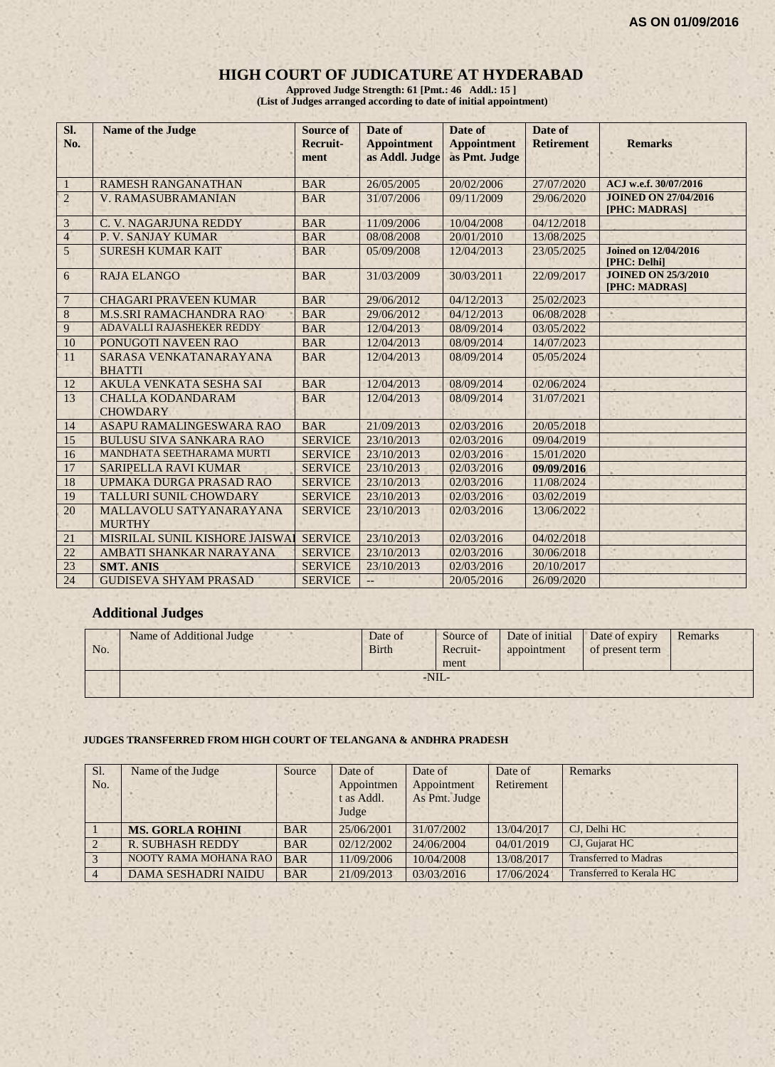AS ON 01/09/2016

# HIGH COURT OF JUDICATURE AT HYDERABAD

**Approved Judge Strength: 61 [Pmt.: 46 Addl.: 15 ]**
**(List of Judges arranged according to date of initial appointment)**

| Sl. No. | Name of the Judge | Source of Recruit-ment | Date of Appointment as Addl. Judge | Date of Appointment as Pmt. Judge | Date of Retirement | Remarks |
|---|---|---|---|---|---|---|
| 1 | RAMESH RANGANATHAN | BAR | 26/05/2005 | 20/02/2006 | 27/07/2020 | ACJ w.e.f. 30/07/2016 |
| 2 | V. RAMASUBRAMANIAN | BAR | 31/07/2006 | 09/11/2009 | 29/06/2020 | JOINED ON 27/04/2016 [PHC: MADRAS] |
| 3 | C. V. NAGARJUNA REDDY | BAR | 11/09/2006 | 10/04/2008 | 04/12/2018 | |
| 4 | P. V. SANJAY KUMAR | BAR | 08/08/2008 | 20/01/2010 | 13/08/2025 | |
| 5 | SURESH KUMAR KAIT | BAR | 05/09/2008 | 12/04/2013 | 23/05/2025 | Joined on 12/04/2016 [PHC: Delhi] |
| 6 | RAJA ELANGO | BAR | 31/03/2009 | 30/03/2011 | 22/09/2017 | JOINED ON 25/3/2010 [PHC: MADRAS] |
| 7 | CHAGARI PRAVEEN KUMAR | BAR | 29/06/2012 | 04/12/2013 | 25/02/2023 | |
| 8 | M.S.SRI RAMACHANDRA RAO | BAR | 29/06/2012 | 04/12/2013 | 06/08/2028 | |
| 9 | ADAVALLI RAJASHEKER REDDY | BAR | 12/04/2013 | 08/09/2014 | 03/05/2022 | |
| 10 | PONUGOTI NAVEEN RAO | BAR | 12/04/2013 | 08/09/2014 | 14/07/2023 | |
| 11 | SARASA VENKATANARAYANA BHATTI | BAR | 12/04/2013 | 08/09/2014 | 05/05/2024 | |
| 12 | AKULA VENKATA SESHA SAI | BAR | 12/04/2013 | 08/09/2014 | 02/06/2024 | |
| 13 | CHALLA KODANDARAM CHOWDARY | BAR | 12/04/2013 | 08/09/2014 | 31/07/2021 | |
| 14 | ASAPU RAMALINGESWARA RAO | BAR | 21/09/2013 | 02/03/2016 | 20/05/2018 | |
| 15 | BULUSU SIVA SANKARA RAO | SERVICE | 23/10/2013 | 02/03/2016 | 09/04/2019 | |
| 16 | MANDHATA SEETHARAMA MURTI | SERVICE | 23/10/2013 | 02/03/2016 | 15/01/2020 | |
| 17 | SARIPELLA RAVI KUMAR | SERVICE | 23/10/2013 | 02/03/2016 | **09/09/2016** | |
| 18 | UPMAKA DURGA PRASAD RAO | SERVICE | 23/10/2013 | 02/03/2016 | 11/08/2024 | |
| 19 | TALLURI SUNIL CHOWDARY | SERVICE | 23/10/2013 | 02/03/2016 | 03/02/2019 | |
| 20 | MALLAVOLU SATYANARAYANA MURTHY | SERVICE | 23/10/2013 | 02/03/2016 | 13/06/2022 | |
| 21 | MISRILAL SUNIL KISHORE JAISWAL | SERVICE | 23/10/2013 | 02/03/2016 | 04/02/2018 | |
| 22 | AMBATI SHANKAR NARAYANA | SERVICE | 23/10/2013 | 02/03/2016 | 30/06/2018 | |
| 23 | **SMT. ANIS** | SERVICE | 23/10/2013 | 02/03/2016 | 20/10/2017 | |
| 24 | GUDISEVA SHYAM PRASAD | SERVICE | -- | 20/05/2016 | 26/09/2020 | |

## Additional Judges

| No. | Name of Additional Judge | Date of Birth | Source of Recruit-ment | Date of initial appointment | Date of expiry of present term | Remarks |
|---|---|---|---|---|---|---|
| | -NIL- | | | | | |

**JUDGES TRANSFERRED FROM HIGH COURT OF TELANGANA & ANDHRA PRADESH**

| Sl. No. | Name of the Judge | Source | Date of Appointment as Addl. Judge | Date of Appointment As Pmt. Judge | Date of Retirement | Remarks |
|---|---|---|---|---|---|---|
| 1 | **MS. GORLA ROHINI** | BAR | 25/06/2001 | 31/07/2002 | 13/04/2017 | CJ, Delhi HC |
| 2 | R. SUBHASH REDDY | BAR | 02/12/2002 | 24/06/2004 | 04/01/2019 | CJ, Gujarat HC |
| 3 | NOOTY RAMA MOHANA RAO | BAR | 11/09/2006 | 10/04/2008 | 13/08/2017 | Transferred to Madras |
| 4 | DAMA SESHADRI NAIDU | BAR | 21/09/2013 | 03/03/2016 | 17/06/2024 | Transferred to Kerala HC |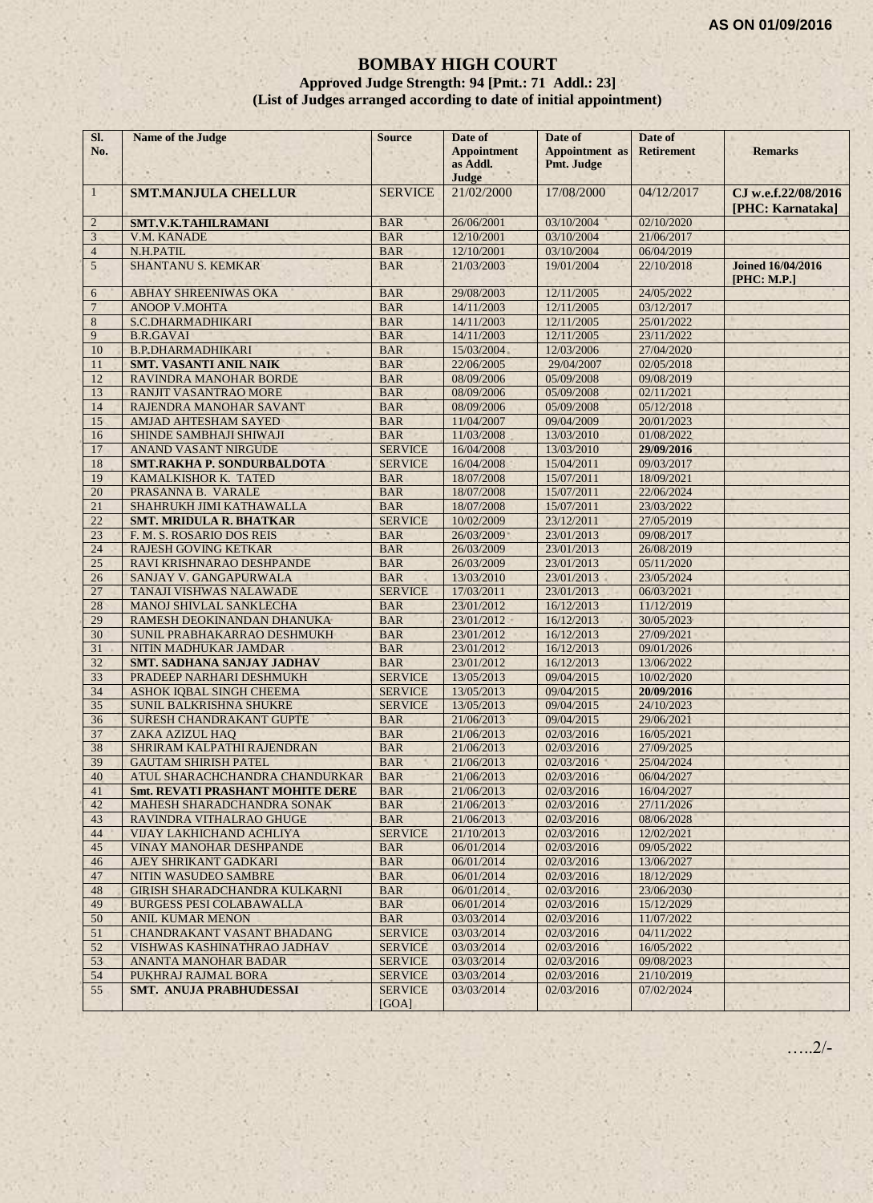**AS ON 01/09/2016**

# BOMBAY HIGH COURT

### Approved Judge Strength: 94 [Pmt.: 71 Addl.: 23]

### (List of Judges arranged according to date of initial appointment)

| Sl. No. | Name of the Judge | Source | Date of Appointment as Addl. Judge | Date of Appointment as Pmt. Judge | Date of Retirement | Remarks |
|---|---|---|---|---|---|---|
| 1 | **SMT.MANJULA CHELLUR** | SERVICE | 21/02/2000 | 17/08/2000 | 04/12/2017 | **CJ w.e.f.22/08/2016 [PHC: Karnataka]** |
| 2 | **SMT.V.K.TAHILRAMANI** | BAR | 26/06/2001 | 03/10/2004 | 02/10/2020 | |
| 3 | V.M. KANADE | BAR | 12/10/2001 | 03/10/2004 | 21/06/2017 | |
| 4 | N.H.PATIL | BAR | 12/10/2001 | 03/10/2004 | 06/04/2019 | |
| 5 | SHANTANU S. KEMKAR | BAR | 21/03/2003 | 19/01/2004 | 22/10/2018 | **Joined 16/04/2016 [PHC: M.P.]** |
| 6 | ABHAY SHREENIWAS OKA | BAR | 29/08/2003 | 12/11/2005 | 24/05/2022 | |
| 7 | ANOOP V.MOHTA | BAR | 14/11/2003 | 12/11/2005 | 03/12/2017 | |
| 8 | S.C.DHARMADHIKARI | BAR | 14/11/2003 | 12/11/2005 | 25/01/2022 | |
| 9 | B.R.GAVAI | BAR | 14/11/2003 | 12/11/2005 | 23/11/2022 | |
| 10 | B.P.DHARMADHIKARI | BAR | 15/03/2004 | 12/03/2006 | 27/04/2020 | |
| 11 | **SMT. VASANTI ANIL NAIK** | BAR | 22/06/2005 | 29/04/2007 | 02/05/2018 | |
| 12 | RAVINDRA MANOHAR BORDE | BAR | 08/09/2006 | 05/09/2008 | 09/08/2019 | |
| 13 | RANJIT VASANTRAO MORE | BAR | 08/09/2006 | 05/09/2008 | 02/11/2021 | |
| 14 | RAJENDRA MANOHAR SAVANT | BAR | 08/09/2006 | 05/09/2008 | 05/12/2018 | |
| 15 | AMJAD AHTESHAM SAYED | BAR | 11/04/2007 | 09/04/2009 | 20/01/2023 | |
| 16 | SHINDE SAMBHAJI SHIWAJI | BAR | 11/03/2008 | 13/03/2010 | 01/08/2022 | |
| 17 | ANAND VASANT NIRGUDE | SERVICE | 16/04/2008 | 13/03/2010 | **29/09/2016** | |
| 18 | **SMT.RAKHA P. SONDURBALDOTA** | SERVICE | 16/04/2008 | 15/04/2011 | 09/03/2017 | |
| 19 | KAMALKISHOR K. TATED | BAR | 18/07/2008 | 15/07/2011 | 18/09/2021 | |
| 20 | PRASANNA B. VARALE | BAR | 18/07/2008 | 15/07/2011 | 22/06/2024 | |
| 21 | SHAHRUKH JIMI KATHAWALLA | BAR | 18/07/2008 | 15/07/2011 | 23/03/2022 | |
| 22 | **SMT. MRIDULA R. BHATKAR** | SERVICE | 10/02/2009 | 23/12/2011 | 27/05/2019 | |
| 23 | F. M. S. ROSARIO DOS REIS | BAR | 26/03/2009 | 23/01/2013 | 09/08/2017 | |
| 24 | RAJESH GOVING KETKAR | BAR | 26/03/2009 | 23/01/2013 | 26/08/2019 | |
| 25 | RAVI KRISHNARAO DESHPANDE | BAR | 26/03/2009 | 23/01/2013 | 05/11/2020 | |
| 26 | SANJAY V. GANGAPURWALA | BAR | 13/03/2010 | 23/01/2013 | 23/05/2024 | |
| 27 | TANAJI VISHWAS NALAWADE | SERVICE | 17/03/2011 | 23/01/2013 | 06/03/2021 | |
| 28 | MANOJ SHIVLAL SANKLECHA | BAR | 23/01/2012 | 16/12/2013 | 11/12/2019 | |
| 29 | RAMESH DEOKINANDAN DHANUKA | BAR | 23/01/2012 | 16/12/2013 | 30/05/2023 | |
| 30 | SUNIL PRABHAKARRAO DESHMUKH | BAR | 23/01/2012 | 16/12/2013 | 27/09/2021 | |
| 31 | NITIN MADHUKAR JAMDAR | BAR | 23/01/2012 | 16/12/2013 | 09/01/2026 | |
| 32 | **SMT. SADHANA SANJAY JADHAV** | BAR | 23/01/2012 | 16/12/2013 | 13/06/2022 | |
| 33 | PRADEEP NARHARI DESHMUKH | SERVICE | 13/05/2013 | 09/04/2015 | 10/02/2020 | |
| 34 | ASHOK IQBAL SINGH CHEEMA | SERVICE | 13/05/2013 | 09/04/2015 | **20/09/2016** | |
| 35 | SUNIL BALKRISHNA SHUKRE | SERVICE | 13/05/2013 | 09/04/2015 | 24/10/2023 | |
| 36 | SURESH CHANDRAKANT GUPTE | BAR | 21/06/2013 | 09/04/2015 | 29/06/2021 | |
| 37 | ZAKA AZIZUL HAQ | BAR | 21/06/2013 | 02/03/2016 | 16/05/2021 | |
| 38 | SHRIRAM KALPATHI RAJENDRAN | BAR | 21/06/2013 | 02/03/2016 | 27/09/2025 | |
| 39 | GAUTAM SHIRISH PATEL | BAR | 21/06/2013 | 02/03/2016 | 25/04/2024 | |
| 40 | ATUL SHARACHCHANDRA CHANDURKAR | BAR | 21/06/2013 | 02/03/2016 | 06/04/2027 | |
| 41 | **Smt. REVATI PRASHANT MOHITE DERE** | BAR | 21/06/2013 | 02/03/2016 | 16/04/2027 | |
| 42 | MAHESH SHARADCHANDRA SONAK | BAR | 21/06/2013 | 02/03/2016 | 27/11/2026 | |
| 43 | RAVINDRA VITHALRAO GHUGE | BAR | 21/06/2013 | 02/03/2016 | 08/06/2028 | |
| 44 | VIJAY LAKHICHAND ACHLIYA | SERVICE | 21/10/2013 | 02/03/2016 | 12/02/2021 | |
| 45 | VINAY MANOHAR DESHPANDE | BAR | 06/01/2014 | 02/03/2016 | 09/05/2022 | |
| 46 | AJEY SHRIKANT GADKARI | BAR | 06/01/2014 | 02/03/2016 | 13/06/2027 | |
| 47 | NITIN WASUDEO SAMBRE | BAR | 06/01/2014 | 02/03/2016 | 18/12/2029 | |
| 48 | GIRISH SHARADCHANDRA KULKARNI | BAR | 06/01/2014 | 02/03/2016 | 23/06/2030 | |
| 49 | BURGESS PESI COLABAWALLA | BAR | 06/01/2014 | 02/03/2016 | 15/12/2029 | |
| 50 | ANIL KUMAR MENON | BAR | 03/03/2014 | 02/03/2016 | 11/07/2022 | |
| 51 | CHANDRAKANT VASANT BHADANG | SERVICE | 03/03/2014 | 02/03/2016 | 04/11/2022 | |
| 52 | VISHWAS KASHINATHRAO JADHAV | SERVICE | 03/03/2014 | 02/03/2016 | 16/05/2022 | |
| 53 | ANANTA MANOHAR BADAR | SERVICE | 03/03/2014 | 02/03/2016 | 09/08/2023 | |
| 54 | PUKHRAJ RAJMAL BORA | SERVICE | 03/03/2014 | 02/03/2016 | 21/10/2019 | |
| 55 | **SMT. ANUJA PRABHUDESSAI** | SERVICE [GOA] | 03/03/2014 | 02/03/2016 | 07/02/2024 | |

…..2/-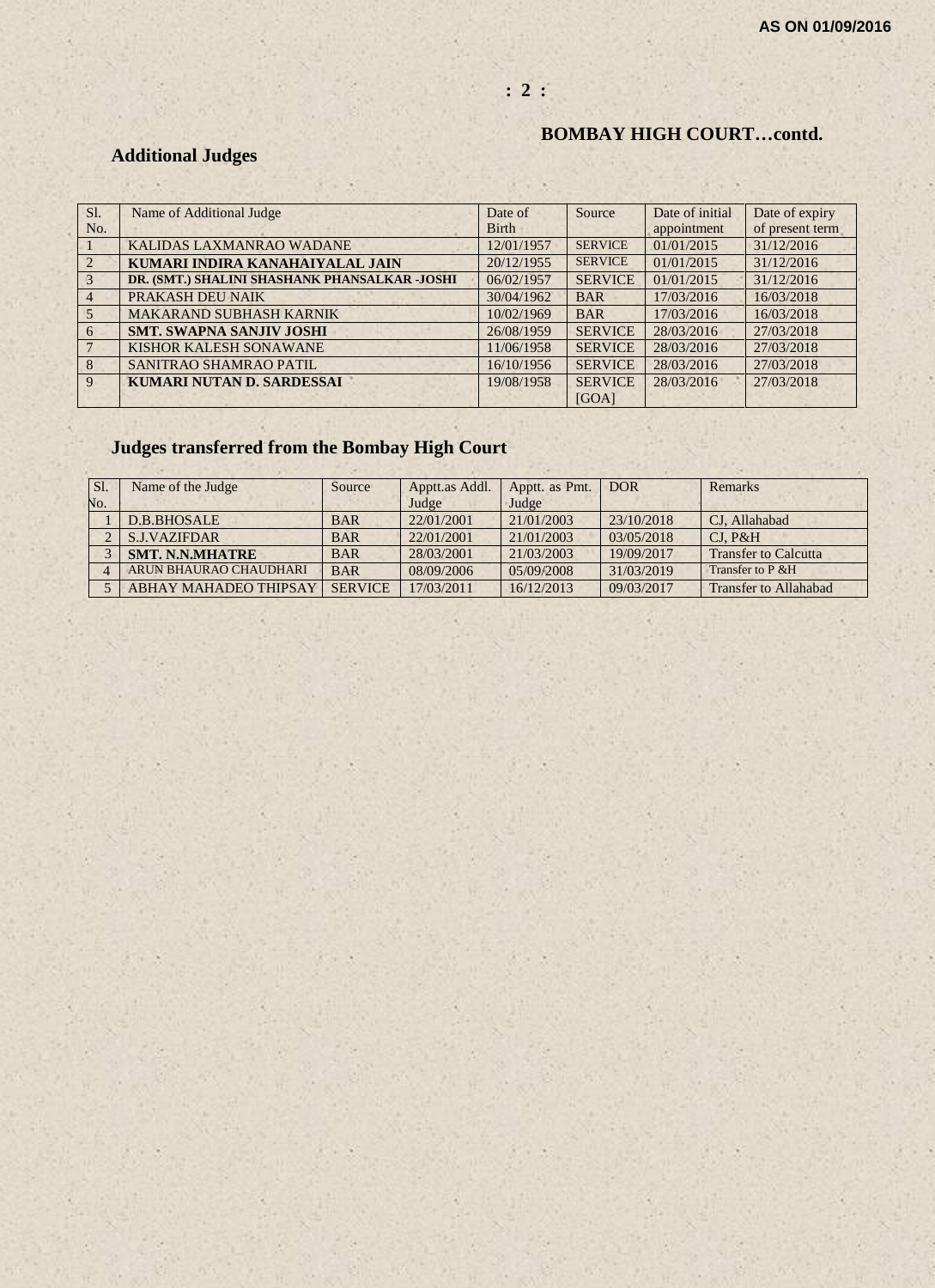AS ON 01/09/2016

## BOMBAY HIGH COURT…contd.

### Additional Judges

| Sl. No. | Name of Additional Judge | Date of Birth | Source | Date of initial appointment | Date of expiry of present term |
|---|---|---|---|---|---|
| 1 | KALIDAS LAXMANRAO WADANE | 12/01/1957 | SERVICE | 01/01/2015 | 31/12/2016 |
| 2 | **KUMARI INDIRA KANAHAIYALAL JAIN** | 20/12/1955 | SERVICE | 01/01/2015 | 31/12/2016 |
| 3 | **DR. (SMT.) SHALINI SHASHANK PHANSALKAR -JOSHI** | 06/02/1957 | SERVICE | 01/01/2015 | 31/12/2016 |
| 4 | PRAKASH DEU NAIK | 30/04/1962 | BAR | 17/03/2016 | 16/03/2018 |
| 5 | MAKARAND SUBHASH KARNIK | 10/02/1969 | BAR | 17/03/2016 | 16/03/2018 |
| 6 | **SMT. SWAPNA SANJIV JOSHI** | 26/08/1959 | SERVICE | 28/03/2016 | 27/03/2018 |
| 7 | KISHOR KALESH SONAWANE | 11/06/1958 | SERVICE | 28/03/2016 | 27/03/2018 |
| 8 | SANITRAO SHAMRAO PATIL | 16/10/1956 | SERVICE | 28/03/2016 | 27/03/2018 |
| 9 | **KUMARI NUTAN D. SARDESSAI** | 19/08/1958 | SERVICE [GOA] | 28/03/2016 | 27/03/2018 |

### Judges transferred from the Bombay High Court

| Sl. No. | Name of the Judge | Source | Apptt.as Addl. Judge | Apptt. as Pmt. Judge | DOR | Remarks |
|---|---|---|---|---|---|---|
| 1 | D.B.BHOSALE | BAR | 22/01/2001 | 21/01/2003 | 23/10/2018 | CJ, Allahabad |
| 2 | S.J.VAZIFDAR | BAR | 22/01/2001 | 21/01/2003 | 03/05/2018 | CJ, P&H |
| 3 | **SMT. N.N.MHATRE** | BAR | 28/03/2001 | 21/03/2003 | 19/09/2017 | Transfer to Calcutta |
| 4 | ARUN BHAURAO CHAUDHARI | BAR | 08/09/2006 | 05/09/2008 | 31/03/2019 | Transfer to P &H |
| 5 | ABHAY MAHADEO THIPSAY | SERVICE | 17/03/2011 | 16/12/2013 | 09/03/2017 | Transfer to Allahabad |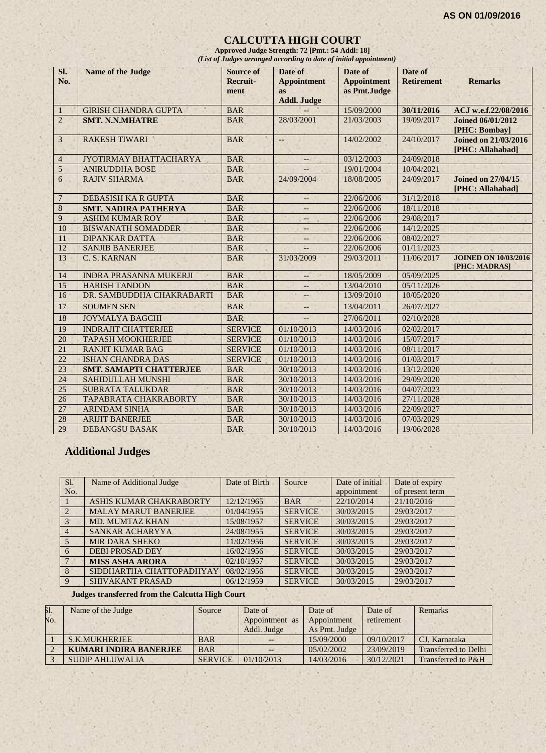AS ON 01/09/2016

# CALCUTTA HIGH COURT

**Approved Judge Strength: 72 [Pmt.: 54 Addl: 18]**

***(List of Judges arranged according to date of initial appointment)***

| Sl. No. | Name of the Judge | Source of Recruit-ment | Date of Appointment as Addl. Judge | Date of Appointment as Pmt.Judge | Date of Retirement | Remarks |
|---|---|---|---|---|---|---|
| 1 | GIRISH CHANDRA GUPTA | BAR | -- | 15/09/2000 | **30/11/2016** | **ACJ w.e.f.22/08/2016** |
| 2 | **SMT. N.N.MHATRE** | BAR | 28/03/2001 | 21/03/2003 | 19/09/2017 | **Joined 06/01/2012 [PHC: Bombay]** |
| 3 | RAKESH TIWARI | BAR | -- | 14/02/2002 | 24/10/2017 | **Joined on 21/03/2016 [PHC: Allahabad]** |
| 4 | JYOTIRMAY BHATTACHARYA | BAR | -- | 03/12/2003 | 24/09/2018 | |
| 5 | ANIRUDDHA BOSE | BAR | -- | 19/01/2004 | 10/04/2021 | |
| 6 | RAJIV SHARMA | BAR | 24/09/2004 | 18/08/2005 | 24/09/2017 | **Joined on 27/04/15 [PHC: Allahabad]** |
| 7 | DEBASISH KA R GUPTA | BAR | -- | 22/06/2006 | 31/12/2018 | |
| 8 | **SMT. NADIRA PATHERYA** | BAR | -- | 22/06/2006 | 18/11/2018 | |
| 9 | ASHIM KUMAR ROY | BAR | -- | 22/06/2006 | 29/08/2017 | |
| 10 | BISWANATH SOMADDER | BAR | -- | 22/06/2006 | 14/12/2025 | |
| 11 | DIPANKAR DATTA | BAR | -- | 22/06/2006 | 08/02/2027 | |
| 12 | SANJIB BANERJEE | BAR | -- | 22/06/2006 | 01/11/2023 | |
| 13 | C. S. KARNAN | BAR | 31/03/2009 | 29/03/2011 | 11/06/2017 | **JOINED ON 10/03/2016 [PHC: MADRAS]** |
| 14 | INDRA PRASANNA MUKERJI | BAR | -- | 18/05/2009 | 05/09/2025 | |
| 15 | HARISH TANDON | BAR | -- | 13/04/2010 | 05/11/2026 | |
| 16 | DR. SAMBUDDHA CHAKRABARTI | BAR | -- | 13/09/2010 | 10/05/2020 | |
| 17 | SOUMEN SEN | BAR | -- | 13/04/2011 | 26/07/2027 | |
| 18 | JOYMALYA BAGCHI | BAR | -- | 27/06/2011 | 02/10/2028 | |
| 19 | INDRAJIT CHATTERJEE | SERVICE | 01/10/2013 | 14/03/2016 | 02/02/2017 | |
| 20 | TAPASH MOOKHERJEE | SERVICE | 01/10/2013 | 14/03/2016 | 15/07/2017 | |
| 21 | RANJIT KUMAR BAG | SERVICE | 01/10/2013 | 14/03/2016 | 08/11/2017 | |
| 22 | ISHAN CHANDRA DAS | SERVICE | 01/10/2013 | 14/03/2016 | 01/03/2017 | |
| 23 | **SMT. SAMAPTI CHATTERJEE** | BAR | 30/10/2013 | 14/03/2016 | 13/12/2020 | |
| 24 | SAHIDULLAH MUNSHI | BAR | 30/10/2013 | 14/03/2016 | 29/09/2020 | |
| 25 | SUBRATA TALUKDAR | BAR | 30/10/2013 | 14/03/2016 | 04/07/2023 | |
| 26 | TAPABRATA CHAKRABORTY | BAR | 30/10/2013 | 14/03/2016 | 27/11/2028 | |
| 27 | ARINDAM SINHA | BAR | 30/10/2013 | 14/03/2016 | 22/09/2027 | |
| 28 | ARIJIT BANERJEE | BAR | 30/10/2013 | 14/03/2016 | 07/03/2029 | |
| 29 | DEBANGSU BASAK | BAR | 30/10/2013 | 14/03/2016 | 19/06/2028 | |

## Additional Judges

| Sl. No. | Name of Additional Judge | Date of Birth | Source | Date of initial appointment | Date of expiry of present term |
|---|---|---|---|---|---|
| 1 | ASHIS KUMAR CHAKRABORTY | 12/12/1965 | BAR | 22/10/2014 | 21/10/2016 |
| 2 | MALAY MARUT BANERJEE | 01/04/1955 | SERVICE | 30/03/2015 | 29/03/2017 |
| 3 | MD. MUMTAZ KHAN | 15/08/1957 | SERVICE | 30/03/2015 | 29/03/2017 |
| 4 | SANKAR ACHARYYA | 24/08/1955 | SERVICE | 30/03/2015 | 29/03/2017 |
| 5 | MIR DARA SHEKO | 11/02/1956 | SERVICE | 30/03/2015 | 29/03/2017 |
| 6 | DEBI PROSAD DEY | 16/02/1956 | SERVICE | 30/03/2015 | 29/03/2017 |
| 7 | **MISS ASHA ARORA** | 02/10/1957 | SERVICE | 30/03/2015 | 29/03/2017 |
| 8 | SIDDHARTHA CHATTOPADHYAY | 08/02/1956 | SERVICE | 30/03/2015 | 29/03/2017 |
| 9 | SHIVAKANT PRASAD | 06/12/1959 | SERVICE | 30/03/2015 | 29/03/2017 |

**Judges transferred from the Calcutta High Court**

| Sl. No. | Name of the Judge | Source | Date of Appointment as Addl. Judge | Date of Appointment As Pmt. Judge | Date of retirement | Remarks |
|---|---|---|---|---|---|---|
| 1 | S.K.MUKHERJEE | BAR | -- | 15/09/2000 | 09/10/2017 | CJ, Karnataka |
| 2 | **KUMARI INDIRA BANERJEE** | BAR | -- | 05/02/2002 | 23/09/2019 | Transferred to Delhi |
| 3 | SUDIP AHLUWALIA | SERVICE | 01/10/2013 | 14/03/2016 | 30/12/2021 | Transferred to P&H |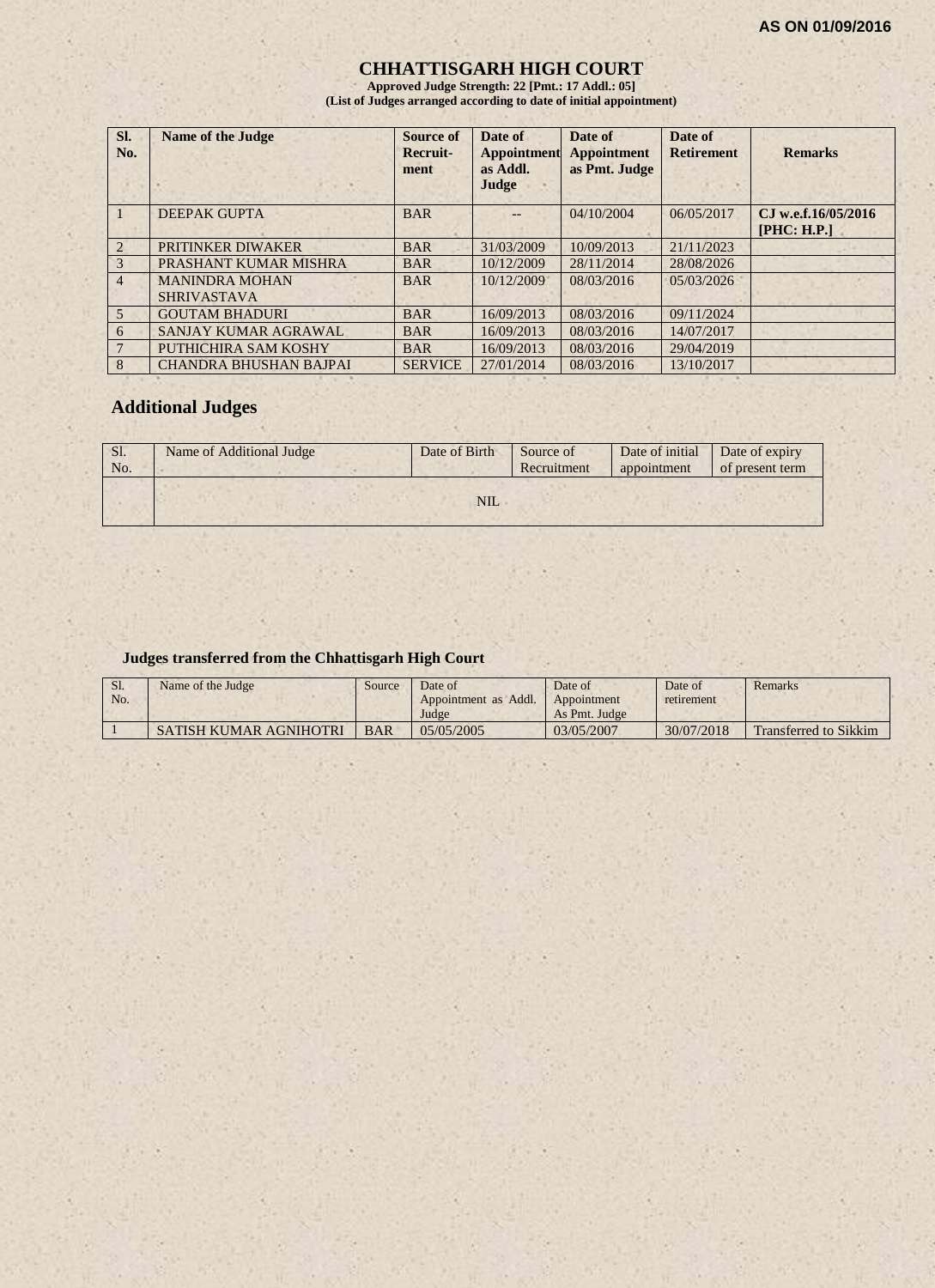AS ON 01/09/2016

# CHHATTISGARH HIGH COURT

**Approved Judge Strength: 22 [Pmt.: 17 Addl.: 05]**
**(List of Judges arranged according to date of initial appointment)**

| Sl. No. | Name of the Judge | Source of Recruit-ment | Date of Appointment as Addl. Judge | Date of Appointment as Pmt. Judge | Date of Retirement | Remarks |
|---|---|---|---|---|---|---|
| 1 | DEEPAK GUPTA | BAR | -- | 04/10/2004 | 06/05/2017 | **CJ w.e.f.16/05/2016 [PHC: H.P.]** |
| 2 | PRITINKER DIWAKER | BAR | 31/03/2009 | 10/09/2013 | 21/11/2023 | |
| 3 | PRASHANT KUMAR MISHRA | BAR | 10/12/2009 | 28/11/2014 | 28/08/2026 | |
| 4 | MANINDRA MOHAN SHRIVASTAVA | BAR | 10/12/2009 | 08/03/2016 | 05/03/2026 | |
| 5 | GOUTAM BHADURI | BAR | 16/09/2013 | 08/03/2016 | 09/11/2024 | |
| 6 | SANJAY KUMAR AGRAWAL | BAR | 16/09/2013 | 08/03/2016 | 14/07/2017 | |
| 7 | PUTHICHIRA SAM KOSHY | BAR | 16/09/2013 | 08/03/2016 | 29/04/2019 | |
| 8 | CHANDRA BHUSHAN BAJPAI | SERVICE | 27/01/2014 | 08/03/2016 | 13/10/2017 | |

## Additional Judges

| Sl. No. | Name of Additional Judge | Date of Birth | Source of Recruitment | Date of initial appointment | Date of expiry of present term |
|---|---|---|---|---|---|
| | NIL | | | | |

### Judges transferred from the Chhattisgarh High Court

| Sl. No. | Name of the Judge | Source | Date of Appointment as Addl. Judge | Date of Appointment As Pmt. Judge | Date of retirement | Remarks |
|---|---|---|---|---|---|---|
| 1 | SATISH KUMAR AGNIHOTRI | BAR | 05/05/2005 | 03/05/2007 | 30/07/2018 | Transferred to Sikkim |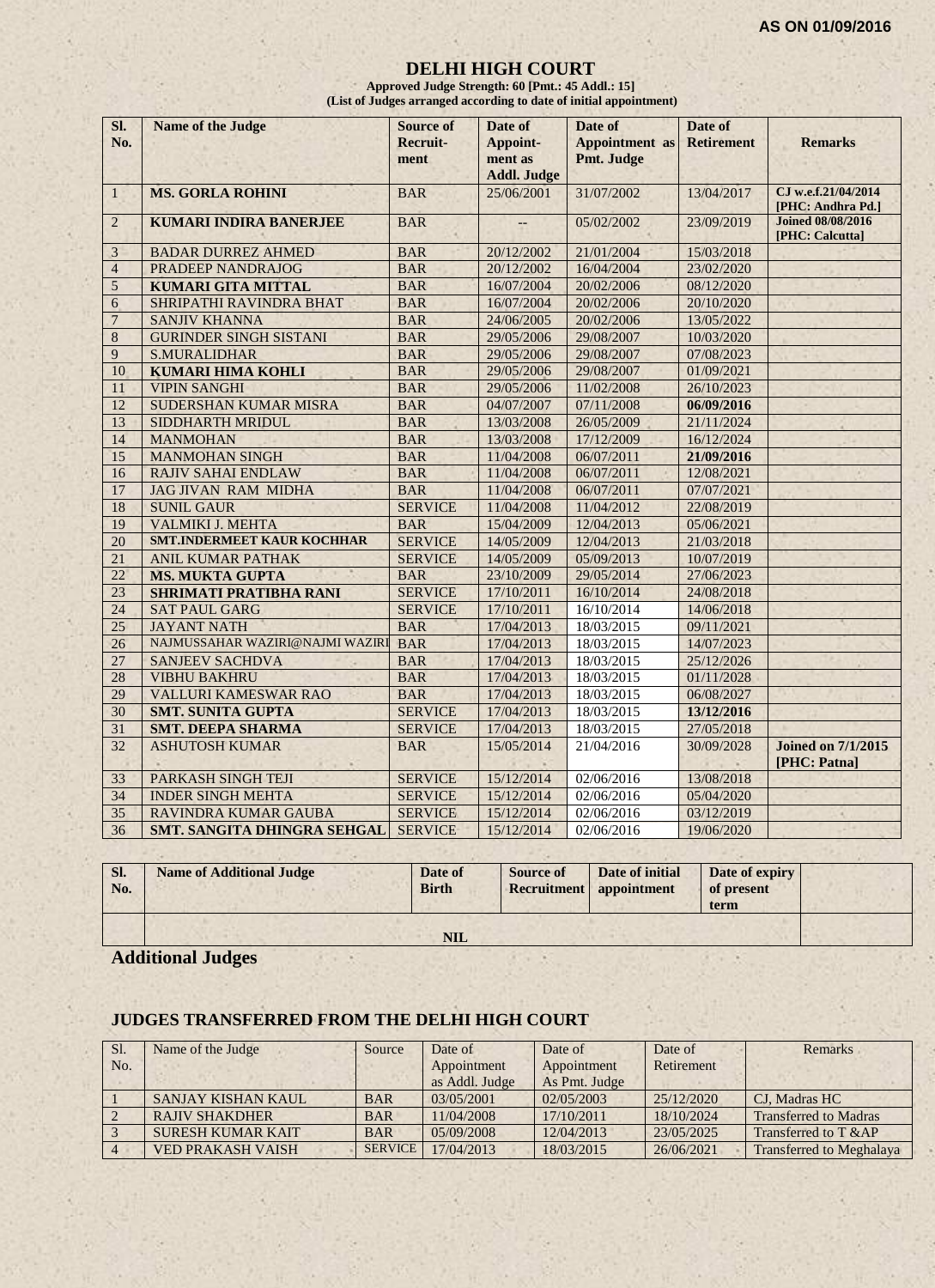**AS ON 01/09/2016**

# DELHI HIGH COURT

**Approved Judge Strength: 60 [Pmt.: 45 Addl.: 15]**
**(List of Judges arranged according to date of initial appointment)**

| Sl. No. | Name of the Judge | Source of Recruit-ment | Date of Appoint-ment as Addl. Judge | Date of Appointment as Pmt. Judge | Date of Retirement | Remarks |
|---|---|---|---|---|---|---|
| 1 | **MS. GORLA ROHINI** | BAR | 25/06/2001 | 31/07/2002 | 13/04/2017 | **CJ w.e.f.21/04/2014 [PHC: Andhra Pd.]** |
| 2 | **KUMARI INDIRA BANERJEE** | BAR | -- | 05/02/2002 | 23/09/2019 | **Joined 08/08/2016 [PHC: Calcutta]** |
| 3 | BADAR DURREZ AHMED | BAR | 20/12/2002 | 21/01/2004 | 15/03/2018 | |
| 4 | PRADEEP NANDRAJOG | BAR | 20/12/2002 | 16/04/2004 | 23/02/2020 | |
| 5 | **KUMARI GITA MITTAL** | BAR | 16/07/2004 | 20/02/2006 | 08/12/2020 | |
| 6 | SHRIPATHI RAVINDRA BHAT | BAR | 16/07/2004 | 20/02/2006 | 20/10/2020 | |
| 7 | SANJIV KHANNA | BAR | 24/06/2005 | 20/02/2006 | 13/05/2022 | |
| 8 | GURINDER SINGH SISTANI | BAR | 29/05/2006 | 29/08/2007 | 10/03/2020 | |
| 9 | S.MURALIDHAR | BAR | 29/05/2006 | 29/08/2007 | 07/08/2023 | |
| 10 | **KUMARI HIMA KOHLI** | BAR | 29/05/2006 | 29/08/2007 | 01/09/2021 | |
| 11 | VIPIN SANGHI | BAR | 29/05/2006 | 11/02/2008 | 26/10/2023 | |
| 12 | SUDERSHAN KUMAR MISRA | BAR | 04/07/2007 | 07/11/2008 | **06/09/2016** | |
| 13 | SIDDHARTH MRIDUL | BAR | 13/03/2008 | 26/05/2009 | 21/11/2024 | |
| 14 | MANMOHAN | BAR | 13/03/2008 | 17/12/2009 | 16/12/2024 | |
| 15 | MANMOHAN SINGH | BAR | 11/04/2008 | 06/07/2011 | **21/09/2016** | |
| 16 | RAJIV SAHAI ENDLAW | BAR | 11/04/2008 | 06/07/2011 | 12/08/2021 | |
| 17 | JAG JIVAN RAM MIDHA | BAR | 11/04/2008 | 06/07/2011 | 07/07/2021 | |
| 18 | SUNIL GAUR | SERVICE | 11/04/2008 | 11/04/2012 | 22/08/2019 | |
| 19 | VALMIKI J. MEHTA | BAR | 15/04/2009 | 12/04/2013 | 05/06/2021 | |
| 20 | **SMT.INDERMEET KAUR KOCHHAR** | SERVICE | 14/05/2009 | 12/04/2013 | 21/03/2018 | |
| 21 | ANIL KUMAR PATHAK | SERVICE | 14/05/2009 | 05/09/2013 | 10/07/2019 | |
| 22 | **MS. MUKTA GUPTA** | BAR | 23/10/2009 | 29/05/2014 | 27/06/2023 | |
| 23 | **SHRIMATI PRATIBHA RANI** | SERVICE | 17/10/2011 | 16/10/2014 | 24/08/2018 | |
| 24 | SAT PAUL GARG | SERVICE | 17/10/2011 | 16/10/2014 | 14/06/2018 | |
| 25 | JAYANT NATH | BAR | 17/04/2013 | 18/03/2015 | 09/11/2021 | |
| 26 | NAJMUSSAHAR WAZIRI@NAJMI WAZIRI | BAR | 17/04/2013 | 18/03/2015 | 14/07/2023 | |
| 27 | SANJEEV SACHDVA | BAR | 17/04/2013 | 18/03/2015 | 25/12/2026 | |
| 28 | VIBHU BAKHRU | BAR | 17/04/2013 | 18/03/2015 | 01/11/2028 | |
| 29 | VALLURI KAMESWAR RAO | BAR | 17/04/2013 | 18/03/2015 | 06/08/2027 | |
| 30 | **SMT. SUNITA GUPTA** | SERVICE | 17/04/2013 | 18/03/2015 | **13/12/2016** | |
| 31 | **SMT. DEEPA SHARMA** | SERVICE | 17/04/2013 | 18/03/2015 | 27/05/2018 | |
| 32 | ASHUTOSH KUMAR | BAR | 15/05/2014 | 21/04/2016 | 30/09/2028 | **Joined on 7/1/2015 [PHC: Patna]** |
| 33 | PARKASH SINGH TEJI | SERVICE | 15/12/2014 | 02/06/2016 | 13/08/2018 | |
| 34 | INDER SINGH MEHTA | SERVICE | 15/12/2014 | 02/06/2016 | 05/04/2020 | |
| 35 | RAVINDRA KUMAR GAUBA | SERVICE | 15/12/2014 | 02/06/2016 | 03/12/2019 | |
| 36 | **SMT. SANGITA DHINGRA SEHGAL** | SERVICE | 15/12/2014 | 02/06/2016 | 19/06/2020 | |

## Additional Judges

| Sl. No. | Name of Additional Judge | Date of Birth | Source of Recruitment | Date of initial appointment | Date of expiry of present term | |
|---|---|---|---|---|---|---|
| | **NIL** | | | | | |

## JUDGES TRANSFERRED FROM THE DELHI HIGH COURT

| Sl. No. | Name of the Judge | Source | Date of Appointment as Addl. Judge | Date of Appointment As Pmt. Judge | Date of Retirement | Remarks |
|---|---|---|---|---|---|---|
| 1 | SANJAY KISHAN KAUL | BAR | 03/05/2001 | 02/05/2003 | 25/12/2020 | CJ, Madras HC |
| 2 | RAJIV SHAKDHER | BAR | 11/04/2008 | 17/10/2011 | 18/10/2024 | Transferred to Madras |
| 3 | SURESH KUMAR KAIT | BAR | 05/09/2008 | 12/04/2013 | 23/05/2025 | Transferred to T &AP |
| 4 | VED PRAKASH VAISH | SERVICE | 17/04/2013 | 18/03/2015 | 26/06/2021 | Transferred to Meghalaya |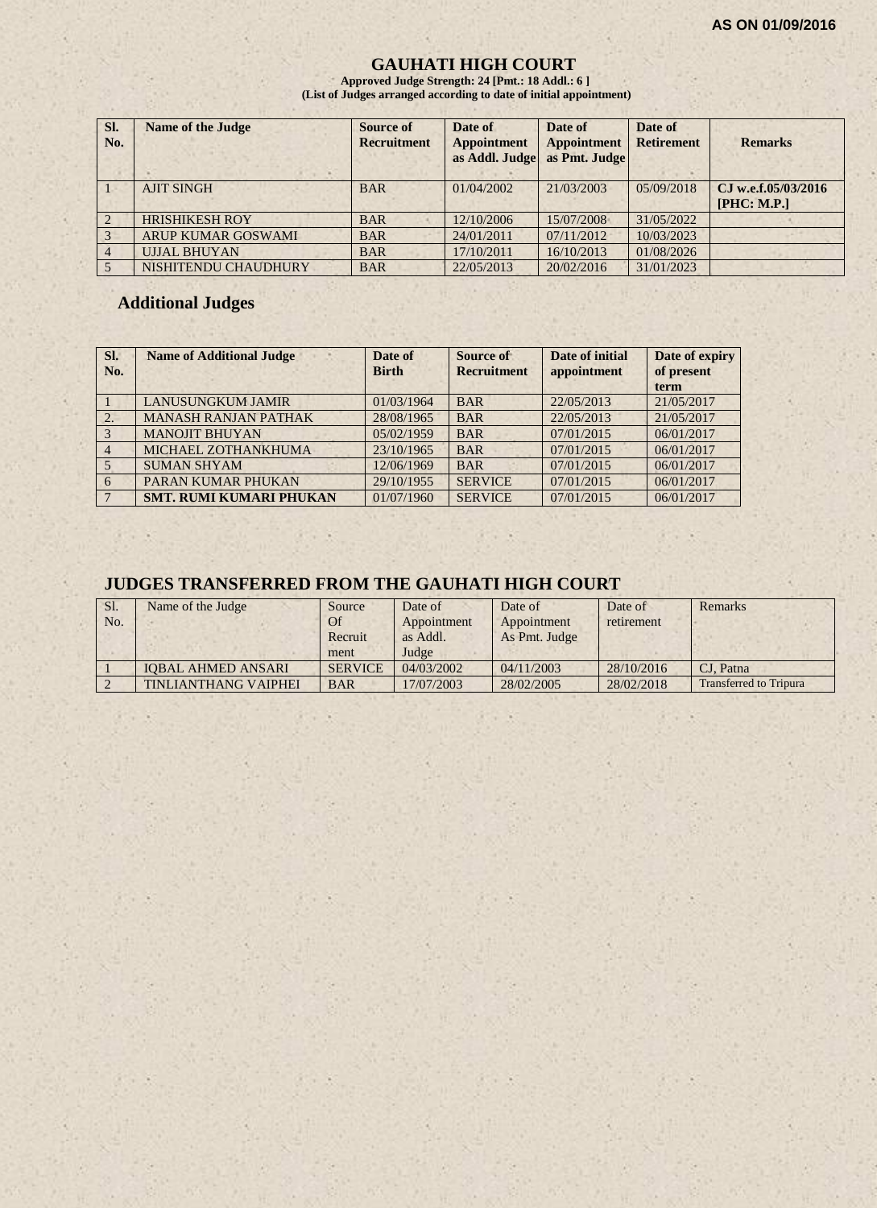**AS ON 01/09/2016**

# GAUHATI HIGH COURT

**Approved Judge Strength: 24 [Pmt.: 18 Addl.: 6 ]**
**(List of Judges arranged according to date of initial appointment)**

| Sl. No. | Name of the Judge | Source of Recruitment | Date of Appointment as Addl. Judge | Date of Appointment as Pmt. Judge | Date of Retirement | Remarks |
|---|---|---|---|---|---|---|
| 1 | AJIT SINGH | BAR | 01/04/2002 | 21/03/2003 | 05/09/2018 | CJ w.e.f.05/03/2016 [PHC: M.P.] |
| 2 | HRISHIKESH ROY | BAR | 12/10/2006 | 15/07/2008 | 31/05/2022 | |
| 3 | ARUP KUMAR GOSWAMI | BAR | 24/01/2011 | 07/11/2012 | 10/03/2023 | |
| 4 | UJJAL BHUYAN | BAR | 17/10/2011 | 16/10/2013 | 01/08/2026 | |
| 5 | NISHITENDU CHAUDHURY | BAR | 22/05/2013 | 20/02/2016 | 31/01/2023 | |

## Additional Judges

| Sl. No. | Name of Additional Judge | Date of Birth | Source of Recruitment | Date of initial appointment | Date of expiry of present term |
|---|---|---|---|---|---|
| 1 | LANUSUNGKUM JAMIR | 01/03/1964 | BAR | 22/05/2013 | 21/05/2017 |
| 2. | MANASH RANJAN PATHAK | 28/08/1965 | BAR | 22/05/2013 | 21/05/2017 |
| 3 | MANOJIT BHUYAN | 05/02/1959 | BAR | 07/01/2015 | 06/01/2017 |
| 4 | MICHAEL ZOTHANKHUMA | 23/10/1965 | BAR | 07/01/2015 | 06/01/2017 |
| 5 | SUMAN SHYAM | 12/06/1969 | BAR | 07/01/2015 | 06/01/2017 |
| 6 | PARAN KUMAR PHUKAN | 29/10/1955 | SERVICE | 07/01/2015 | 06/01/2017 |
| 7 | **SMT. RUMI KUMARI PHUKAN** | 01/07/1960 | SERVICE | 07/01/2015 | 06/01/2017 |

## JUDGES TRANSFERRED FROM THE GAUHATI HIGH COURT

| Sl. No. | Name of the Judge | Source Of Recruitment | Date of Appointment as Addl. Judge | Date of Appointment As Pmt. Judge | Date of retirement | Remarks |
|---|---|---|---|---|---|---|
| 1 | IQBAL AHMED ANSARI | SERVICE | 04/03/2002 | 04/11/2003 | 28/10/2016 | CJ, Patna |
| 2 | TINLIANTHANG VAIPHEI | BAR | 17/07/2003 | 28/02/2005 | 28/02/2018 | Transferred to Tripura |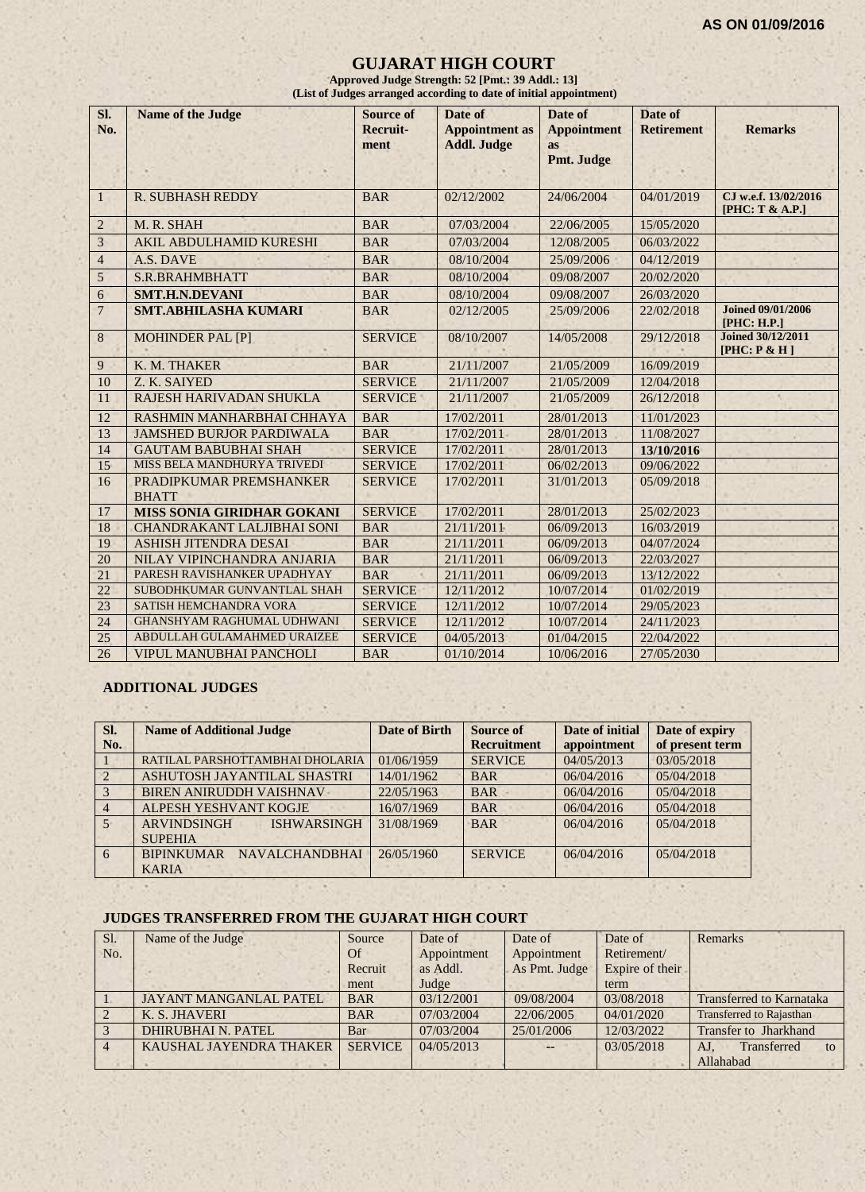AS ON 01/09/2016

# GUJARAT HIGH COURT

**Approved Judge Strength: 52 [Pmt.: 39 Addl.: 13]**
**(List of Judges arranged according to date of initial appointment)**

| Sl. No. | Name of the Judge | Source of Recruit-ment | Date of Appointment as Addl. Judge | Date of Appointment as Pmt. Judge | Date of Retirement | Remarks |
|---|---|---|---|---|---|---|
| 1 | R. SUBHASH REDDY | BAR | 02/12/2002 | 24/06/2004 | 04/01/2019 | **CJ w.e.f. 13/02/2016 [PHC: T & A.P.]** |
| 2 | M. R. SHAH | BAR | 07/03/2004 | 22/06/2005 | 15/05/2020 | |
| 3 | AKIL ABDULHAMID KURESHI | BAR | 07/03/2004 | 12/08/2005 | 06/03/2022 | |
| 4 | A.S. DAVE | BAR | 08/10/2004 | 25/09/2006 | 04/12/2019 | |
| 5 | S.R.BRAHMBHATT | BAR | 08/10/2004 | 09/08/2007 | 20/02/2020 | |
| 6 | **SMT.H.N.DEVANI** | BAR | 08/10/2004 | 09/08/2007 | 26/03/2020 | |
| 7 | **SMT.ABHILASHA KUMARI** | BAR | 02/12/2005 | 25/09/2006 | 22/02/2018 | **Joined 09/01/2006 [PHC: H.P.]** |
| 8 | MOHINDER PAL [P] | SERVICE | 08/10/2007 | 14/05/2008 | 29/12/2018 | **Joined 30/12/2011 [PHC: P & H ]** |
| 9 | K. M. THAKER | BAR | 21/11/2007 | 21/05/2009 | 16/09/2019 | |
| 10 | Z. K. SAIYED | SERVICE | 21/11/2007 | 21/05/2009 | 12/04/2018 | |
| 11 | RAJESH HARIVADAN SHUKLA | SERVICE | 21/11/2007 | 21/05/2009 | 26/12/2018 | |
| 12 | RASHMIN MANHARBHAI CHHAYA | BAR | 17/02/2011 | 28/01/2013 | 11/01/2023 | |
| 13 | JAMSHED BURJOR PARDIWALA | BAR | 17/02/2011 | 28/01/2013 | 11/08/2027 | |
| 14 | GAUTAM BABUBHAI SHAH | SERVICE | 17/02/2011 | 28/01/2013 | **13/10/2016** | |
| 15 | MISS BELA MANDHURYA TRIVEDI | SERVICE | 17/02/2011 | 06/02/2013 | 09/06/2022 | |
| 16 | PRADIPKUMAR PREMSHANKER BHATT | SERVICE | 17/02/2011 | 31/01/2013 | 05/09/2018 | |
| 17 | **MISS SONIA GIRIDHAR GOKANI** | SERVICE | 17/02/2011 | 28/01/2013 | 25/02/2023 | |
| 18 | CHANDRAKANT LALJIBHAI SONI | BAR | 21/11/2011 | 06/09/2013 | 16/03/2019 | |
| 19 | ASHISH JITENDRA DESAI | BAR | 21/11/2011 | 06/09/2013 | 04/07/2024 | |
| 20 | NILAY VIPINCHANDRA ANJARIA | BAR | 21/11/2011 | 06/09/2013 | 22/03/2027 | |
| 21 | PARESH RAVISHANKER UPADHYAY | BAR | 21/11/2011 | 06/09/2013 | 13/12/2022 | |
| 22 | SUBODHKUMAR GUNVANTLAL SHAH | SERVICE | 12/11/2012 | 10/07/2014 | 01/02/2019 | |
| 23 | SATISH HEMCHANDRA VORA | SERVICE | 12/11/2012 | 10/07/2014 | 29/05/2023 | |
| 24 | GHANSHYAM RAGHUMAL UDHWANI | SERVICE | 12/11/2012 | 10/07/2014 | 24/11/2023 | |
| 25 | ABDULLAH GULAMAHMED URAIZEE | SERVICE | 04/05/2013 | 01/04/2015 | 22/04/2022 | |
| 26 | VIPUL MANUBHAI PANCHOLI | BAR | 01/10/2014 | 10/06/2016 | 27/05/2030 | |

## ADDITIONAL JUDGES

| Sl. No. | Name of Additional Judge | Date of Birth | Source of Recruitment | Date of initial appointment | Date of expiry of present term |
|---|---|---|---|---|---|
| 1 | RATILAL PARSHOTTAMBHAI DHOLARIA | 01/06/1959 | SERVICE | 04/05/2013 | 03/05/2018 |
| 2 | ASHUTOSH JAYANTILAL SHASTRI | 14/01/1962 | BAR | 06/04/2016 | 05/04/2018 |
| 3 | BIREN ANIRUDDH VAISHNAV | 22/05/1963 | BAR | 06/04/2016 | 05/04/2018 |
| 4 | ALPESH YESHVANT KOGJE | 16/07/1969 | BAR | 06/04/2016 | 05/04/2018 |
| 5 | ARVINDSINGH ISHWARSINGH SUPEHIA | 31/08/1969 | BAR | 06/04/2016 | 05/04/2018 |
| 6 | BIPINKUMAR NAVALCHANDBHAI KARIA | 26/05/1960 | SERVICE | 06/04/2016 | 05/04/2018 |

## JUDGES TRANSFERRED FROM THE GUJARAT HIGH COURT

| Sl. No. | Name of the Judge | Source Of Recruit ment | Date of Appointment as Addl. Judge | Date of Appointment As Pmt. Judge | Date of Retirement/ Expire of their term | Remarks |
|---|---|---|---|---|---|---|
| 1 | JAYANT MANGANLAL PATEL | BAR | 03/12/2001 | 09/08/2004 | 03/08/2018 | Transferred to Karnataka |
| 2 | K. S. JHAVERI | BAR | 07/03/2004 | 22/06/2005 | 04/01/2020 | Transferred to Rajasthan |
| 3 | DHIRUBHAI N. PATEL | Bar | 07/03/2004 | 25/01/2006 | 12/03/2022 | Transfer to Jharkhand |
| 4 | KAUSHAL JAYENDRA THAKER | SERVICE | 04/05/2013 | -- | 03/05/2018 | AJ, Transferred to Allahabad |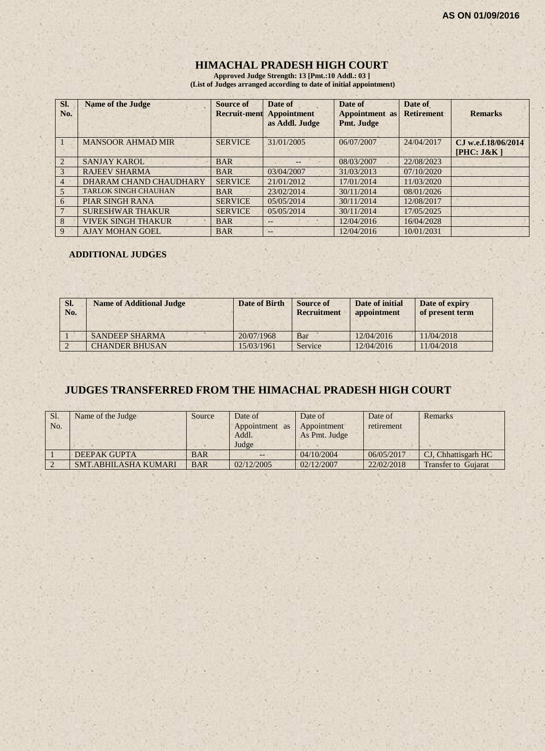AS ON 01/09/2016

# HIMACHAL PRADESH HIGH COURT

**Approved Judge Strength: 13 [Pmt.:10 Addl.: 03 ]**
**(List of Judges arranged according to date of initial appointment)**

| Sl. No. | Name of the Judge | Source of Recruit-ment | Date of Appointment as Addl. Judge | Date of Appointment as Pmt. Judge | Date of Retirement | Remarks |
|---|---|---|---|---|---|---|
| 1 | MANSOOR AHMAD MIR | SERVICE | 31/01/2005 | 06/07/2007 | 24/04/2017 | **CJ w.e.f.18/06/2014 [PHC: J&K ]** |
| 2 | SANJAY KAROL | BAR | -- | 08/03/2007 | 22/08/2023 | |
| 3 | RAJEEV SHARMA | BAR | 03/04/2007 | 31/03/2013 | 07/10/2020 | |
| 4 | DHARAM CHAND CHAUDHARY | SERVICE | 21/01/2012 | 17/01/2014 | 11/03/2020 | |
| 5 | TARLOK SINGH CHAUHAN | BAR | 23/02/2014 | 30/11/2014 | 08/01/2026 | |
| 6 | PIAR SINGH RANA | SERVICE | 05/05/2014 | 30/11/2014 | 12/08/2017 | |
| 7 | SURESHWAR THAKUR | SERVICE | 05/05/2014 | 30/11/2014 | 17/05/2025 | |
| 8 | VIVEK SINGH THAKUR | BAR | -- | 12/04/2016 | 16/04/2028 | |
| 9 | AJAY MOHAN GOEL | BAR | -- | 12/04/2016 | 10/01/2031 | |

**ADDITIONAL JUDGES**

| Sl. No. | Name of Additional Judge | Date of Birth | Source of Recruitment | Date of initial appointment | Date of expiry of present term |
|---|---|---|---|---|---|
| 1 | SANDEEP SHARMA | 20/07/1968 | Bar | 12/04/2016 | 11/04/2018 |
| 2 | CHANDER BHUSAN | 15/03/1961 | Service | 12/04/2016 | 11/04/2018 |

## JUDGES TRANSFERRED FROM THE HIMACHAL PRADESH HIGH COURT

| Sl. No. | Name of the Judge | Source | Date of Appointment as Addl. Judge | Date of Appointment As Pmt. Judge | Date of retirement | Remarks |
|---|---|---|---|---|---|---|
| 1 | DEEPAK GUPTA | BAR | -- | 04/10/2004 | 06/05/2017 | CJ, Chhattisgarh HC |
| 2 | SMT.ABHILASHA KUMARI | BAR | 02/12/2005 | 02/12/2007 | 22/02/2018 | Transfer to Gujarat |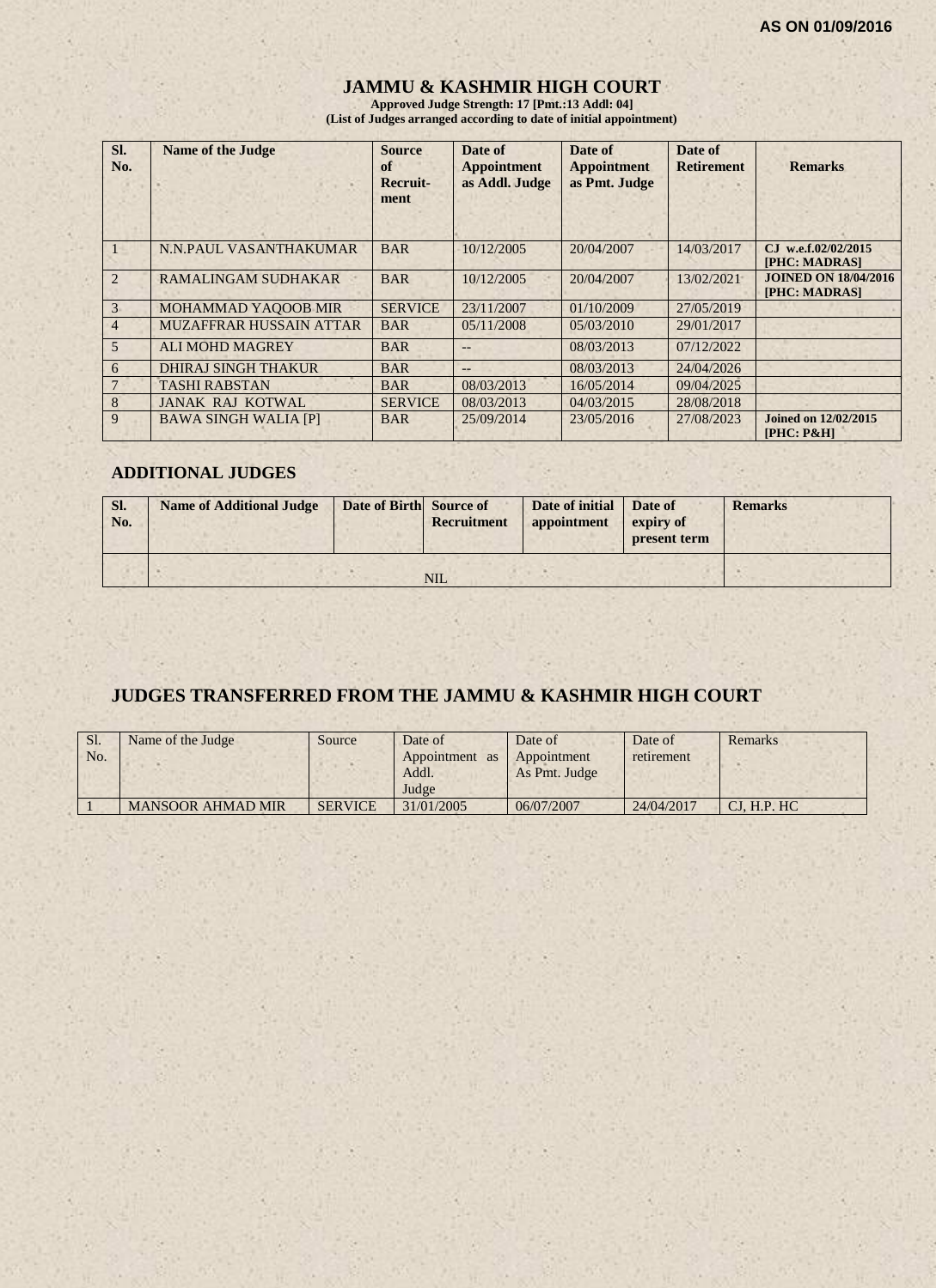**AS ON 01/09/2016**

# JAMMU & KASHMIR HIGH COURT

**Approved Judge Strength: 17 [Pmt.:13 Addl: 04]**
**(List of Judges arranged according to date of initial appointment)**

| Sl. No. | Name of the Judge | Source of Recruit-ment | Date of Appointment as Addl. Judge | Date of Appointment as Pmt. Judge | Date of Retirement | Remarks |
|---|---|---|---|---|---|---|
| 1 | N.N.PAUL VASANTHAKUMAR | BAR | 10/12/2005 | 20/04/2007 | 14/03/2017 | CJ w.e.f.02/02/2015 [PHC: MADRAS] |
| 2 | RAMALINGAM SUDHAKAR | BAR | 10/12/2005 | 20/04/2007 | 13/02/2021 | JOINED ON 18/04/2016 [PHC: MADRAS] |
| 3 | MOHAMMAD YAQOOB MIR | SERVICE | 23/11/2007 | 01/10/2009 | 27/05/2019 | |
| 4 | MUZAFFRAR HUSSAIN ATTAR | BAR | 05/11/2008 | 05/03/2010 | 29/01/2017 | |
| 5 | ALI MOHD MAGREY | BAR | -- | 08/03/2013 | 07/12/2022 | |
| 6 | DHIRAJ SINGH THAKUR | BAR | -- | 08/03/2013 | 24/04/2026 | |
| 7 | TASHI RABSTAN | BAR | 08/03/2013 | 16/05/2014 | 09/04/2025 | |
| 8 | JANAK RAJ KOTWAL | SERVICE | 08/03/2013 | 04/03/2015 | 28/08/2018 | |
| 9 | BAWA SINGH WALIA [P] | BAR | 25/09/2014 | 23/05/2016 | 27/08/2023 | Joined on 12/02/2015 [PHC: P&H] |

## ADDITIONAL JUDGES

| Sl. No. | Name of Additional Judge | Date of Birth | Source of Recruitment | Date of initial appointment | Date of expiry of present term | Remarks |
|---|---|---|---|---|---|---|
| | NIL | | | | | |

## JUDGES TRANSFERRED FROM THE JAMMU & KASHMIR HIGH COURT

| Sl. No. | Name of the Judge | Source | Date of Appointment as Addl. Judge | Date of Appointment As Pmt. Judge | Date of retirement | Remarks |
|---|---|---|---|---|---|---|
| 1 | MANSOOR AHMAD MIR | SERVICE | 31/01/2005 | 06/07/2007 | 24/04/2017 | CJ, H.P. HC |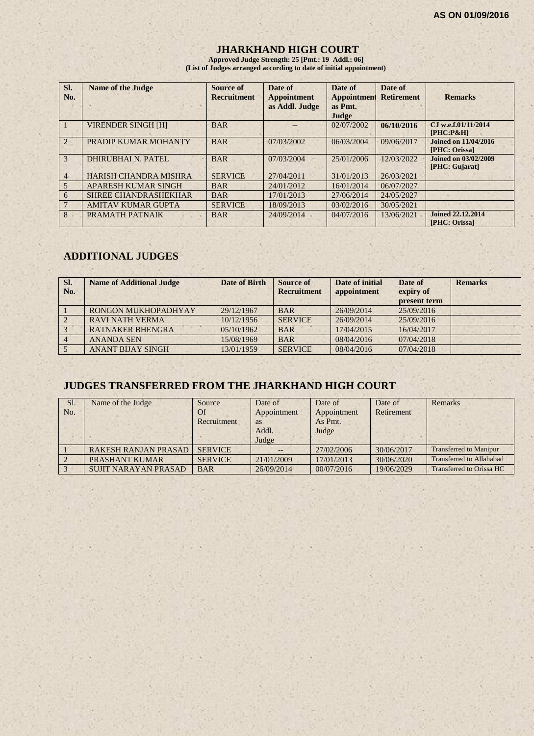AS ON 01/09/2016

# JHARKHAND HIGH COURT

**Approved Judge Strength: 25 [Pmt.: 19 Addl.: 06]**
**(List of Judges arranged according to date of initial appointment)**

| Sl. No. | Name of the Judge | Source of Recruitment | Date of Appointment as Addl. Judge | Date of Appointment as Pmt. Judge | Date of Retirement | Remarks |
|---|---|---|---|---|---|---|
| 1 | VIRENDER SINGH [H] | BAR | -- | 02/07/2002 | **06/10/2016** | **CJ w.e.f.01/11/2014 [PHC:P&H]** |
| 2 | PRADIP KUMAR MOHANTY | BAR | 07/03/2002 | 06/03/2004 | 09/06/2017 | **Joined on 11/04/2016 [PHC: Orissa]** |
| 3 | DHIRUBHAI N. PATEL | BAR | 07/03/2004 | 25/01/2006 | 12/03/2022 | **Joined on 03/02/2009 [PHC: Gujarat]** |
| 4 | HARISH CHANDRA MISHRA | SERVICE | 27/04/2011 | 31/01/2013 | 26/03/2021 | |
| 5 | APARESH KUMAR SINGH | BAR | 24/01/2012 | 16/01/2014 | 06/07/2027 | |
| 6 | SHREE CHANDRASHEKHAR | BAR | 17/01/2013 | 27/06/2014 | 24/05/2027 | |
| 7 | AMITAV KUMAR GUPTA | SERVICE | 18/09/2013 | 03/02/2016 | 30/05/2021 | |
| 8 | PRAMATH PATNAIK | BAR | 24/09/2014 | 04/07/2016 | 13/06/2021 | **Joined 22.12.2014 [PHC: Orissa]** |

## ADDITIONAL JUDGES

| Sl. No. | Name of Additional Judge | Date of Birth | Source of Recruitment | Date of initial appointment | Date of expiry of present term | Remarks |
|---|---|---|---|---|---|---|
| 1 | RONGON MUKHOPADHYAY | 29/12/1967 | BAR | 26/09/2014 | 25/09/2016 | |
| 2 | RAVI NATH VERMA | 10/12/1956 | SERVICE | 26/09/2014 | 25/09/2016 | |
| 3 | RATNAKER BHENGRA | 05/10/1962 | BAR | 17/04/2015 | 16/04/2017 | |
| 4 | ANANDA SEN | 15/08/1969 | BAR | 08/04/2016 | 07/04/2018 | |
| 5 | ANANT BIJAY SINGH | 13/01/1959 | SERVICE | 08/04/2016 | 07/04/2018 | |

## JUDGES TRANSFERRED FROM THE JHARKHAND HIGH COURT

| Sl. No. | Name of the Judge | Source Of Recruitment | Date of Appointment as Addl. Judge | Date of Appointment As Pmt. Judge | Date of Retirement | Remarks |
|---|---|---|---|---|---|---|
| 1 | RAKESH RANJAN PRASAD | SERVICE | -- | 27/02/2006 | 30/06/2017 | Transferred to Manipur |
| 2 | PRASHANT KUMAR | SERVICE | 21/01/2009 | 17/01/2013 | 30/06/2020 | Transferred to Allahabad |
| 3 | SUJIT NARAYAN PRASAD | BAR | 26/09/2014 | 00/07/2016 | 19/06/2029 | Transferred to Orissa HC |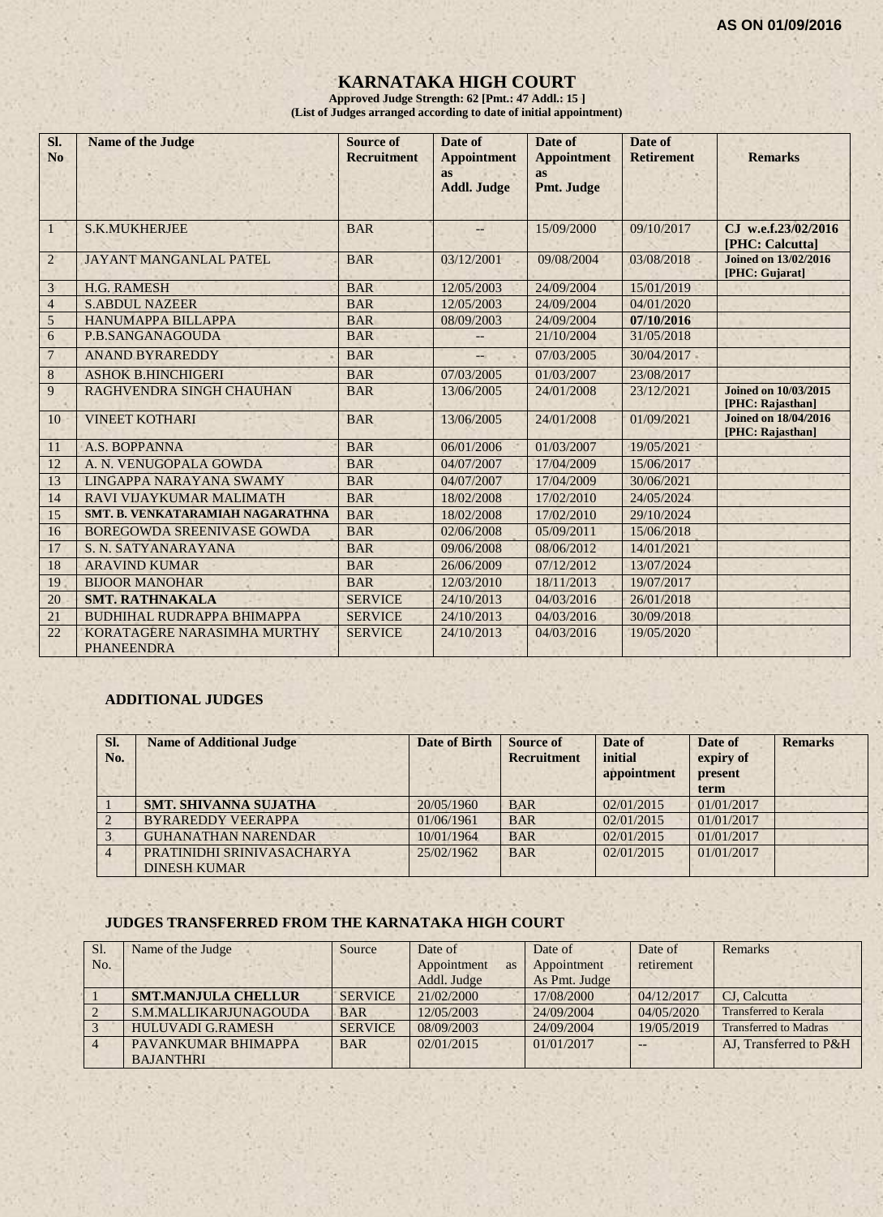AS ON 01/09/2016

# KARNATAKA HIGH COURT

**Approved Judge Strength: 62 [Pmt.: 47 Addl.: 15 ]**
**(List of Judges arranged according to date of initial appointment)**

| Sl. No | Name of the Judge | Source of Recruitment | Date of Appointment as Addl. Judge | Date of Appointment as Pmt. Judge | Date of Retirement | Remarks |
|---|---|---|---|---|---|---|
| 1 | S.K.MUKHERJEE | BAR | -- | 15/09/2000 | 09/10/2017 | CJ w.e.f.23/02/2016 [PHC: Calcutta] |
| 2 | JAYANT MANGANLAL PATEL | BAR | 03/12/2001 | 09/08/2004 | 03/08/2018 | **Joined on 13/02/2016 [PHC: Gujarat]** |
| 3 | H.G. RAMESH | BAR | 12/05/2003 | 24/09/2004 | 15/01/2019 | |
| 4 | S.ABDUL NAZEER | BAR | 12/05/2003 | 24/09/2004 | 04/01/2020 | |
| 5 | HANUMAPPA BILLAPPA | BAR | 08/09/2003 | 24/09/2004 | **07/10/2016** | |
| 6 | P.B.SANGANAGOUDA | BAR | -- | 21/10/2004 | 31/05/2018 | |
| 7 | ANAND BYRAREDDY | BAR | -- | 07/03/2005 | 30/04/2017 | |
| 8 | ASHOK B.HINCHIGERI | BAR | 07/03/2005 | 01/03/2007 | 23/08/2017 | |
| 9 | RAGHVENDRA SINGH CHAUHAN | BAR | 13/06/2005 | 24/01/2008 | 23/12/2021 | **Joined on 10/03/2015 [PHC: Rajasthan]** |
| 10 | VINEET KOTHARI | BAR | 13/06/2005 | 24/01/2008 | 01/09/2021 | **Joined on 18/04/2016 [PHC: Rajasthan]** |
| 11 | A.S. BOPPANNA | BAR | 06/01/2006 | 01/03/2007 | 19/05/2021 | |
| 12 | A. N. VENUGOPALA GOWDA | BAR | 04/07/2007 | 17/04/2009 | 15/06/2017 | |
| 13 | LINGAPPA NARAYANA SWAMY | BAR | 04/07/2007 | 17/04/2009 | 30/06/2021 | |
| 14 | RAVI VIJAYKUMAR MALIMATH | BAR | 18/02/2008 | 17/02/2010 | 24/05/2024 | |
| 15 | SMT. B. VENKATARAMIAH NAGARATHNA | BAR | 18/02/2008 | 17/02/2010 | 29/10/2024 | |
| 16 | BOREGOWDA SREENIVASE GOWDA | BAR | 02/06/2008 | 05/09/2011 | 15/06/2018 | |
| 17 | S. N. SATYANARAYANA | BAR | 09/06/2008 | 08/06/2012 | 14/01/2021 | |
| 18 | ARAVIND KUMAR | BAR | 26/06/2009 | 07/12/2012 | 13/07/2024 | |
| 19 | BIJOOR MANOHAR | BAR | 12/03/2010 | 18/11/2013 | 19/07/2017 | |
| 20 | **SMT. RATHNAKALA** | SERVICE | 24/10/2013 | 04/03/2016 | 26/01/2018 | |
| 21 | BUDHIHAL RUDRAPPA BHIMAPPA | SERVICE | 24/10/2013 | 04/03/2016 | 30/09/2018 | |
| 22 | KORATAGERE NARASIMHA MURTHY PHANEENDRA | SERVICE | 24/10/2013 | 04/03/2016 | 19/05/2020 | |

## ADDITIONAL JUDGES

| Sl. No. | Name of Additional Judge | Date of Birth | Source of Recruitment | Date of initial appointment | Date of expiry of present term | Remarks |
|---|---|---|---|---|---|---|
| 1 | **SMT. SHIVANNA SUJATHA** | 20/05/1960 | BAR | 02/01/2015 | 01/01/2017 | |
| 2 | BYRAREDDY VEERAPPA | 01/06/1961 | BAR | 02/01/2015 | 01/01/2017 | |
| 3 | GUHANATHAN NARENDAR | 10/01/1964 | BAR | 02/01/2015 | 01/01/2017 | |
| 4 | PRATINIDHI SRINIVASACHARYA DINESH KUMAR | 25/02/1962 | BAR | 02/01/2015 | 01/01/2017 | |

## JUDGES TRANSFERRED FROM THE KARNATAKA HIGH COURT

| Sl. No. | Name of the Judge | Source | Date of Appointment as Addl. Judge | Date of Appointment As Pmt. Judge | Date of retirement | Remarks |
|---|---|---|---|---|---|---|
| 1 | **SMT.MANJULA CHELLUR** | SERVICE | 21/02/2000 | 17/08/2000 | 04/12/2017 | CJ, Calcutta |
| 2 | S.M.MALLIKARJUNAGOUDA | BAR | 12/05/2003 | 24/09/2004 | 04/05/2020 | Transferred to Kerala |
| 3 | HULUVADI G.RAMESH | SERVICE | 08/09/2003 | 24/09/2004 | 19/05/2019 | Transferred to Madras |
| 4 | PAVANKUMAR BHIMAPPA BAJANTHRI | BAR | 02/01/2015 | 01/01/2017 | -- | AJ, Transferred to P&H |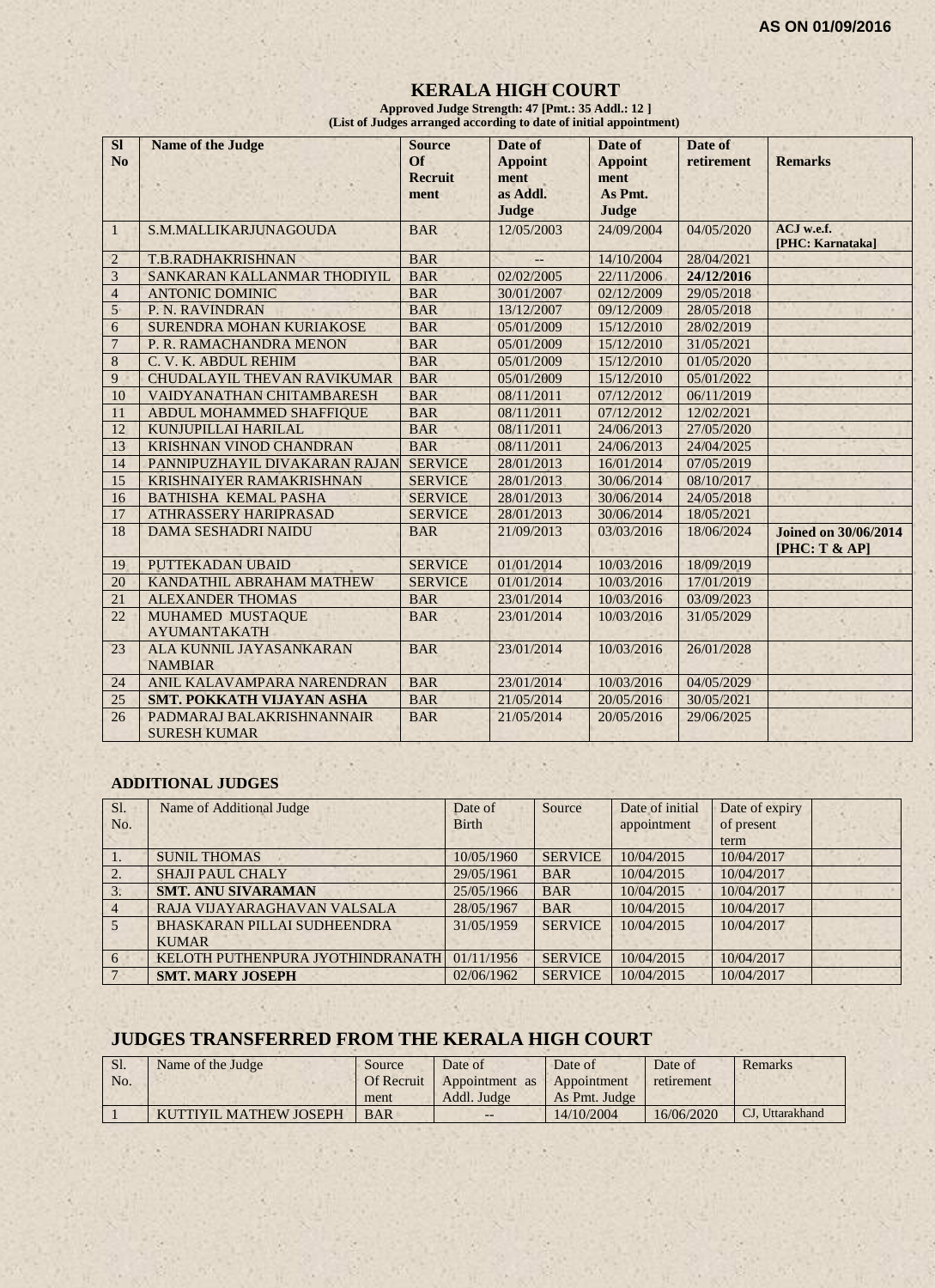AS ON 01/09/2016

# KERALA HIGH COURT

**Approved Judge Strength: 47 [Pmt.: 35 Addl.: 12 ]**
**(List of Judges arranged according to date of initial appointment)**

| Sl No | Name of the Judge | Source Of Recruit ment | Date of Appoint ment as Addl. Judge | Date of Appoint ment As Pmt. Judge | Date of retirement | Remarks |
|---|---|---|---|---|---|---|
| 1 | S.M.MALLIKARJUNAGOUDA | BAR | 12/05/2003 | 24/09/2004 | 04/05/2020 | **ACJ w.e.f. [PHC: Karnataka]** |
| 2 | T.B.RADHAKRISHNAN | BAR | -- | 14/10/2004 | 28/04/2021 | |
| 3 | SANKARAN KALLANMAR THODIYIL | BAR | 02/02/2005 | 22/11/2006 | **24/12/2016** | |
| 4 | ANTONIC DOMINIC | BAR | 30/01/2007 | 02/12/2009 | 29/05/2018 | |
| 5 | P. N. RAVINDRAN | BAR | 13/12/2007 | 09/12/2009 | 28/05/2018 | |
| 6 | SURENDRA MOHAN KURIAKOSE | BAR | 05/01/2009 | 15/12/2010 | 28/02/2019 | |
| 7 | P. R. RAMACHANDRA MENON | BAR | 05/01/2009 | 15/12/2010 | 31/05/2021 | |
| 8 | C. V. K. ABDUL REHIM | BAR | 05/01/2009 | 15/12/2010 | 01/05/2020 | |
| 9 | CHUDALAYIL THEVAN RAVIKUMAR | BAR | 05/01/2009 | 15/12/2010 | 05/01/2022 | |
| 10 | VAIDYANATHAN CHITAMBARESH | BAR | 08/11/2011 | 07/12/2012 | 06/11/2019 | |
| 11 | ABDUL MOHAMMED SHAFFIQUE | BAR | 08/11/2011 | 07/12/2012 | 12/02/2021 | |
| 12 | KUNJUPILLAI HARILAL | BAR | 08/11/2011 | 24/06/2013 | 27/05/2020 | |
| 13 | KRISHNAN VINOD CHANDRAN | BAR | 08/11/2011 | 24/06/2013 | 24/04/2025 | |
| 14 | PANNIPUZHAYIL DIVAKARAN RAJAN | SERVICE | 28/01/2013 | 16/01/2014 | 07/05/2019 | |
| 15 | KRISHNAIYER RAMAKRISHNAN | SERVICE | 28/01/2013 | 30/06/2014 | 08/10/2017 | |
| 16 | BATHISHA KEMAL PASHA | SERVICE | 28/01/2013 | 30/06/2014 | 24/05/2018 | |
| 17 | ATHRASSERY HARIPRASAD | SERVICE | 28/01/2013 | 30/06/2014 | 18/05/2021 | |
| 18 | DAMA SESHADRI NAIDU | BAR | 21/09/2013 | 03/03/2016 | 18/06/2024 | **Joined on 30/06/2014 [PHC: T & AP]** |
| 19 | PUTTEKADAN UBAID | SERVICE | 01/01/2014 | 10/03/2016 | 18/09/2019 | |
| 20 | KANDATHIL ABRAHAM MATHEW | SERVICE | 01/01/2014 | 10/03/2016 | 17/01/2019 | |
| 21 | ALEXANDER THOMAS | BAR | 23/01/2014 | 10/03/2016 | 03/09/2023 | |
| 22 | MUHAMED MUSTAQUE AYUMANTAKATH | BAR | 23/01/2014 | 10/03/2016 | 31/05/2029 | |
| 23 | ALA KUNNIL JAYASANKARAN NAMBIAR | BAR | 23/01/2014 | 10/03/2016 | 26/01/2028 | |
| 24 | ANIL KALAVAMPARA NARENDRAN | BAR | 23/01/2014 | 10/03/2016 | 04/05/2029 | |
| 25 | **SMT. POKKATH VIJAYAN ASHA** | BAR | 21/05/2014 | 20/05/2016 | 30/05/2021 | |
| 26 | PADMARAJ BALAKRISHNANNAIR SURESH KUMAR | BAR | 21/05/2014 | 20/05/2016 | 29/06/2025 | |

### ADDITIONAL JUDGES

| Sl. No. | Name of Additional Judge | Date of Birth | Source | Date of initial appointment | Date of expiry of present term | |
|---|---|---|---|---|---|---|
| 1. | SUNIL THOMAS | 10/05/1960 | SERVICE | 10/04/2015 | 10/04/2017 | |
| 2. | SHAJI PAUL CHALY | 29/05/1961 | BAR | 10/04/2015 | 10/04/2017 | |
| 3. | **SMT. ANU SIVARAMAN** | 25/05/1966 | BAR | 10/04/2015 | 10/04/2017 | |
| 4 | RAJA VIJAYARAGHAVAN VALSALA | 28/05/1967 | BAR | 10/04/2015 | 10/04/2017 | |
| 5 | BHASKARAN PILLAI SUDHEENDRA KUMAR | 31/05/1959 | SERVICE | 10/04/2015 | 10/04/2017 | |
| 6 | KELOTH PUTHENPURA JYOTHINDRANATH | 01/11/1956 | SERVICE | 10/04/2015 | 10/04/2017 | |
| 7 | **SMT. MARY JOSEPH** | 02/06/1962 | SERVICE | 10/04/2015 | 10/04/2017 | |

## JUDGES TRANSFERRED FROM THE KERALA HIGH COURT

| Sl. No. | Name of the Judge | Source Of Recruit ment | Date of Appointment as Addl. Judge | Date of Appointment As Pmt. Judge | Date of retirement | Remarks |
|---|---|---|---|---|---|---|
| 1 | KUTTIYIL MATHEW JOSEPH | BAR | -- | 14/10/2004 | 16/06/2020 | CJ, Uttarakhand |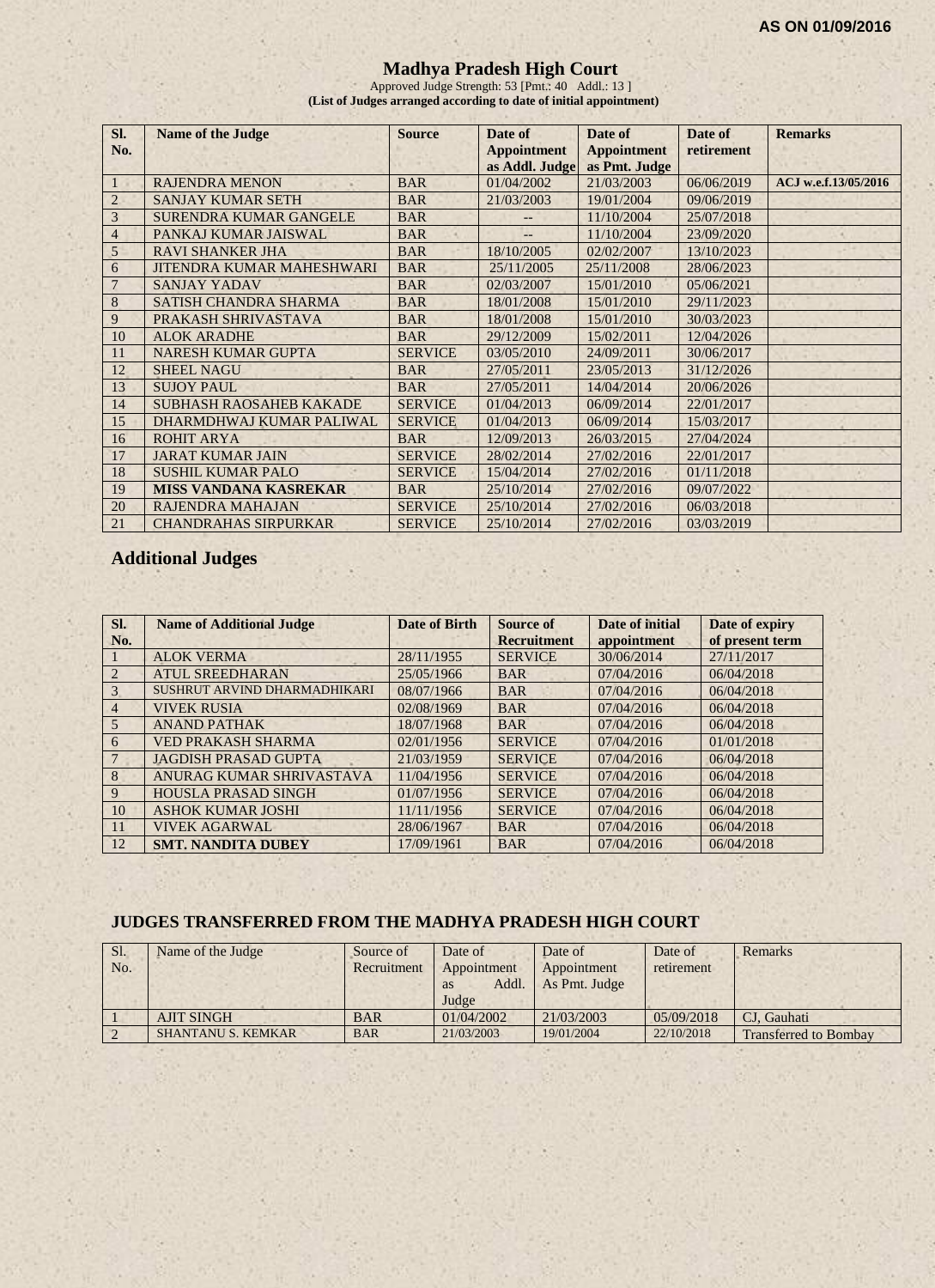AS ON 01/09/2016

# Madhya Pradesh High Court

Approved Judge Strength: 53 [Pmt.: 40 Addl.: 13 ]

**(List of Judges arranged according to date of initial appointment)**

| Sl. No. | Name of the Judge | Source | Date of Appointment as Addl. Judge | Date of Appointment as Pmt. Judge | Date of retirement | Remarks |
|---|---|---|---|---|---|---|
| 1 | RAJENDRA MENON | BAR | 01/04/2002 | 21/03/2003 | 06/06/2019 | ACJ w.e.f.13/05/2016 |
| 2 | SANJAY KUMAR SETH | BAR | 21/03/2003 | 19/01/2004 | 09/06/2019 | |
| 3 | SURENDRA KUMAR GANGELE | BAR | -- | 11/10/2004 | 25/07/2018 | |
| 4 | PANKAJ KUMAR JAISWAL | BAR | -- | 11/10/2004 | 23/09/2020 | |
| 5 | RAVI SHANKER JHA | BAR | 18/10/2005 | 02/02/2007 | 13/10/2023 | |
| 6 | JITENDRA KUMAR MAHESHWARI | BAR | 25/11/2005 | 25/11/2008 | 28/06/2023 | |
| 7 | SANJAY YADAV | BAR | 02/03/2007 | 15/01/2010 | 05/06/2021 | |
| 8 | SATISH CHANDRA SHARMA | BAR | 18/01/2008 | 15/01/2010 | 29/11/2023 | |
| 9 | PRAKASH SHRIVASTAVA | BAR | 18/01/2008 | 15/01/2010 | 30/03/2023 | |
| 10 | ALOK ARADHE | BAR | 29/12/2009 | 15/02/2011 | 12/04/2026 | |
| 11 | NARESH KUMAR GUPTA | SERVICE | 03/05/2010 | 24/09/2011 | 30/06/2017 | |
| 12 | SHEEL NAGU | BAR | 27/05/2011 | 23/05/2013 | 31/12/2026 | |
| 13 | SUJOY PAUL | BAR | 27/05/2011 | 14/04/2014 | 20/06/2026 | |
| 14 | SUBHASH RAOSAHEB KAKADE | SERVICE | 01/04/2013 | 06/09/2014 | 22/01/2017 | |
| 15 | DHARMDHWAJ KUMAR PALIWAL | SERVICE | 01/04/2013 | 06/09/2014 | 15/03/2017 | |
| 16 | ROHIT ARYA | BAR | 12/09/2013 | 26/03/2015 | 27/04/2024 | |
| 17 | JARAT KUMAR JAIN | SERVICE | 28/02/2014 | 27/02/2016 | 22/01/2017 | |
| 18 | SUSHIL KUMAR PALO | SERVICE | 15/04/2014 | 27/02/2016 | 01/11/2018 | |
| 19 | **MISS VANDANA KASREKAR** | BAR | 25/10/2014 | 27/02/2016 | 09/07/2022 | |
| 20 | RAJENDRA MAHAJAN | SERVICE | 25/10/2014 | 27/02/2016 | 06/03/2018 | |
| 21 | CHANDRAHAS SIRPURKAR | SERVICE | 25/10/2014 | 27/02/2016 | 03/03/2019 | |

## Additional Judges

| Sl. No. | Name of Additional Judge | Date of Birth | Source of Recruitment | Date of initial appointment | Date of expiry of present term |
|---|---|---|---|---|---|
| 1 | ALOK VERMA | 28/11/1955 | SERVICE | 30/06/2014 | 27/11/2017 |
| 2 | ATUL SREEDHARAN | 25/05/1966 | BAR | 07/04/2016 | 06/04/2018 |
| 3 | SUSHRUT ARVIND DHARMADHIKARI | 08/07/1966 | BAR | 07/04/2016 | 06/04/2018 |
| 4 | VIVEK RUSIA | 02/08/1969 | BAR | 07/04/2016 | 06/04/2018 |
| 5 | ANAND PATHAK | 18/07/1968 | BAR | 07/04/2016 | 06/04/2018 |
| 6 | VED PRAKASH SHARMA | 02/01/1956 | SERVICE | 07/04/2016 | 01/01/2018 |
| 7 | JAGDISH PRASAD GUPTA | 21/03/1959 | SERVICE | 07/04/2016 | 06/04/2018 |
| 8 | ANURAG KUMAR SHRIVASTAVA | 11/04/1956 | SERVICE | 07/04/2016 | 06/04/2018 |
| 9 | HOUSLA PRASAD SINGH | 01/07/1956 | SERVICE | 07/04/2016 | 06/04/2018 |
| 10 | ASHOK KUMAR JOSHI | 11/11/1956 | SERVICE | 07/04/2016 | 06/04/2018 |
| 11 | VIVEK AGARWAL | 28/06/1967 | BAR | 07/04/2016 | 06/04/2018 |
| 12 | **SMT. NANDITA DUBEY** | 17/09/1961 | BAR | 07/04/2016 | 06/04/2018 |

## JUDGES TRANSFERRED FROM THE MADHYA PRADESH HIGH COURT

| Sl. No. | Name of the Judge | Source of Recruitment | Date of Appointment as Addl. Judge | Date of Appointment As Pmt. Judge | Date of retirement | Remarks |
|---|---|---|---|---|---|---|
| 1 | AJIT SINGH | BAR | 01/04/2002 | 21/03/2003 | 05/09/2018 | CJ, Gauhati |
| 2 | SHANTANU S. KEMKAR | BAR | 21/03/2003 | 19/01/2004 | 22/10/2018 | Transferred to Bombay |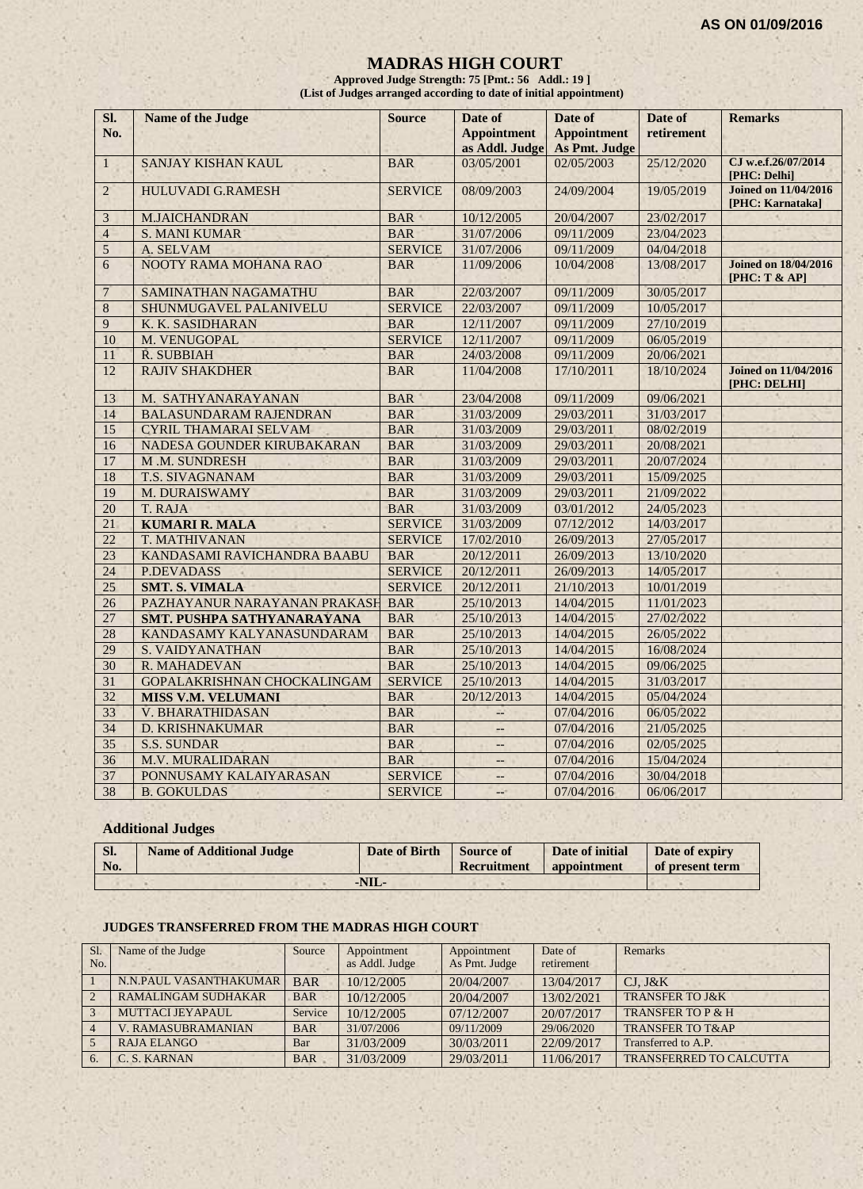AS ON 01/09/2016

# MADRAS HIGH COURT

**Approved Judge Strength: 75 [Pmt.: 56 Addl.: 19 ]**
**(List of Judges arranged according to date of initial appointment)**

| Sl. No. | Name of the Judge | Source | Date of Appointment as Addl. Judge | Date of Appointment As Pmt. Judge | Date of retirement | Remarks |
|---|---|---|---|---|---|---|
| 1 | SANJAY KISHAN KAUL | BAR | 03/05/2001 | 02/05/2003 | 25/12/2020 | CJ w.e.f.26/07/2014 [PHC: Delhi] |
| 2 | HULUVADI G.RAMESH | SERVICE | 08/09/2003 | 24/09/2004 | 19/05/2019 | Joined on 11/04/2016 [PHC: Karnataka] |
| 3 | M.JAICHANDRAN | BAR | 10/12/2005 | 20/04/2007 | 23/02/2017 | |
| 4 | S. MANI KUMAR | BAR | 31/07/2006 | 09/11/2009 | 23/04/2023 | |
| 5 | A. SELVAM | SERVICE | 31/07/2006 | 09/11/2009 | 04/04/2018 | |
| 6 | NOOTY RAMA MOHANA RAO | BAR | 11/09/2006 | 10/04/2008 | 13/08/2017 | Joined on 18/04/2016 [PHC: T & AP] |
| 7 | SAMINATHAN NAGAMATHU | BAR | 22/03/2007 | 09/11/2009 | 30/05/2017 | |
| 8 | SHUNMUGAVEL PALANIVELU | SERVICE | 22/03/2007 | 09/11/2009 | 10/05/2017 | |
| 9 | K. K. SASIDHARAN | BAR | 12/11/2007 | 09/11/2009 | 27/10/2019 | |
| 10 | M. VENUGOPAL | SERVICE | 12/11/2007 | 09/11/2009 | 06/05/2019 | |
| 11 | R. SUBBIAH | BAR | 24/03/2008 | 09/11/2009 | 20/06/2021 | |
| 12 | RAJIV SHAKDHER | BAR | 11/04/2008 | 17/10/2011 | 18/10/2024 | Joined on 11/04/2016 [PHC: DELHI] |
| 13 | M. SATHYANARAYANAN | BAR | 23/04/2008 | 09/11/2009 | 09/06/2021 | |
| 14 | BALASUNDARAM RAJENDRAN | BAR | 31/03/2009 | 29/03/2011 | 31/03/2017 | |
| 15 | CYRIL THAMARAI SELVAM | BAR | 31/03/2009 | 29/03/2011 | 08/02/2019 | |
| 16 | NADESA GOUNDER KIRUBAKARAN | BAR | 31/03/2009 | 29/03/2011 | 20/08/2021 | |
| 17 | M .M. SUNDRESH | BAR | 31/03/2009 | 29/03/2011 | 20/07/2024 | |
| 18 | T.S. SIVAGNANAM | BAR | 31/03/2009 | 29/03/2011 | 15/09/2025 | |
| 19 | M. DURAISWAMY | BAR | 31/03/2009 | 29/03/2011 | 21/09/2022 | |
| 20 | T. RAJA | BAR | 31/03/2009 | 03/01/2012 | 24/05/2023 | |
| 21 | **KUMARI R. MALA** | SERVICE | 31/03/2009 | 07/12/2012 | 14/03/2017 | |
| 22 | T. MATHIVANAN | SERVICE | 17/02/2010 | 26/09/2013 | 27/05/2017 | |
| 23 | KANDASAMI RAVICHANDRA BAABU | BAR | 20/12/2011 | 26/09/2013 | 13/10/2020 | |
| 24 | P.DEVADASS | SERVICE | 20/12/2011 | 26/09/2013 | 14/05/2017 | |
| 25 | **SMT. S. VIMALA** | SERVICE | 20/12/2011 | 21/10/2013 | 10/01/2019 | |
| 26 | PAZHAYANUR NARAYANAN PRAKASH | BAR | 25/10/2013 | 14/04/2015 | 11/01/2023 | |
| 27 | **SMT. PUSHPA SATHYANARAYANA** | BAR | 25/10/2013 | 14/04/2015 | 27/02/2022 | |
| 28 | KANDASAMY KALYANASUNDARAM | BAR | 25/10/2013 | 14/04/2015 | 26/05/2022 | |
| 29 | S. VAIDYANATHAN | BAR | 25/10/2013 | 14/04/2015 | 16/08/2024 | |
| 30 | R. MAHADEVAN | BAR | 25/10/2013 | 14/04/2015 | 09/06/2025 | |
| 31 | GOPALAKRISHNAN CHOCKALINGAM | SERVICE | 25/10/2013 | 14/04/2015 | 31/03/2017 | |
| 32 | **MISS V.M. VELUMANI** | BAR | 20/12/2013 | 14/04/2015 | 05/04/2024 | |
| 33 | V. BHARATHIDASAN | BAR | -- | 07/04/2016 | 06/05/2022 | |
| 34 | D. KRISHNAKUMAR | BAR | -- | 07/04/2016 | 21/05/2025 | |
| 35 | S.S. SUNDAR | BAR | -- | 07/04/2016 | 02/05/2025 | |
| 36 | M.V. MURALIDARAN | BAR | -- | 07/04/2016 | 15/04/2024 | |
| 37 | PONNUSAMY KALAIYARASAN | SERVICE | -- | 07/04/2016 | 30/04/2018 | |
| 38 | B. GOKULDAS | SERVICE | -- | 07/04/2016 | 06/06/2017 | |

## Additional Judges

| Sl. No. | Name of Additional Judge | Date of Birth | Source of Recruitment | Date of initial appointment | Date of expiry of present term |
|---|---|---|---|---|---|
| -NIL- | | | | | |

## JUDGES TRANSFERRED FROM THE MADRAS HIGH COURT

| Sl. No. | Name of the Judge | Source | Appointment as Addl. Judge | Appointment As Pmt. Judge | Date of retirement | Remarks |
|---|---|---|---|---|---|---|
| 1 | N.N.PAUL VASANTHAKUMAR | BAR | 10/12/2005 | 20/04/2007 | 13/04/2017 | CJ, J&K |
| 2 | RAMALINGAM SUDHAKAR | BAR | 10/12/2005 | 20/04/2007 | 13/02/2021 | TRANSFER TO J&K |
| 3 | MUTTACI JEYAPAUL | Service | 10/12/2005 | 07/12/2007 | 20/07/2017 | TRANSFER TO P & H |
| 4 | V. RAMASUBRAMANIAN | BAR | 31/07/2006 | 09/11/2009 | 29/06/2020 | TRANSFER TO T&AP |
| 5 | RAJA ELANGO | Bar | 31/03/2009 | 30/03/2011 | 22/09/2017 | Transferred to A.P. |
| 6. | C. S. KARNAN | BAR | 31/03/2009 | 29/03/2011 | 11/06/2017 | TRANSFERRED TO CALCUTTA |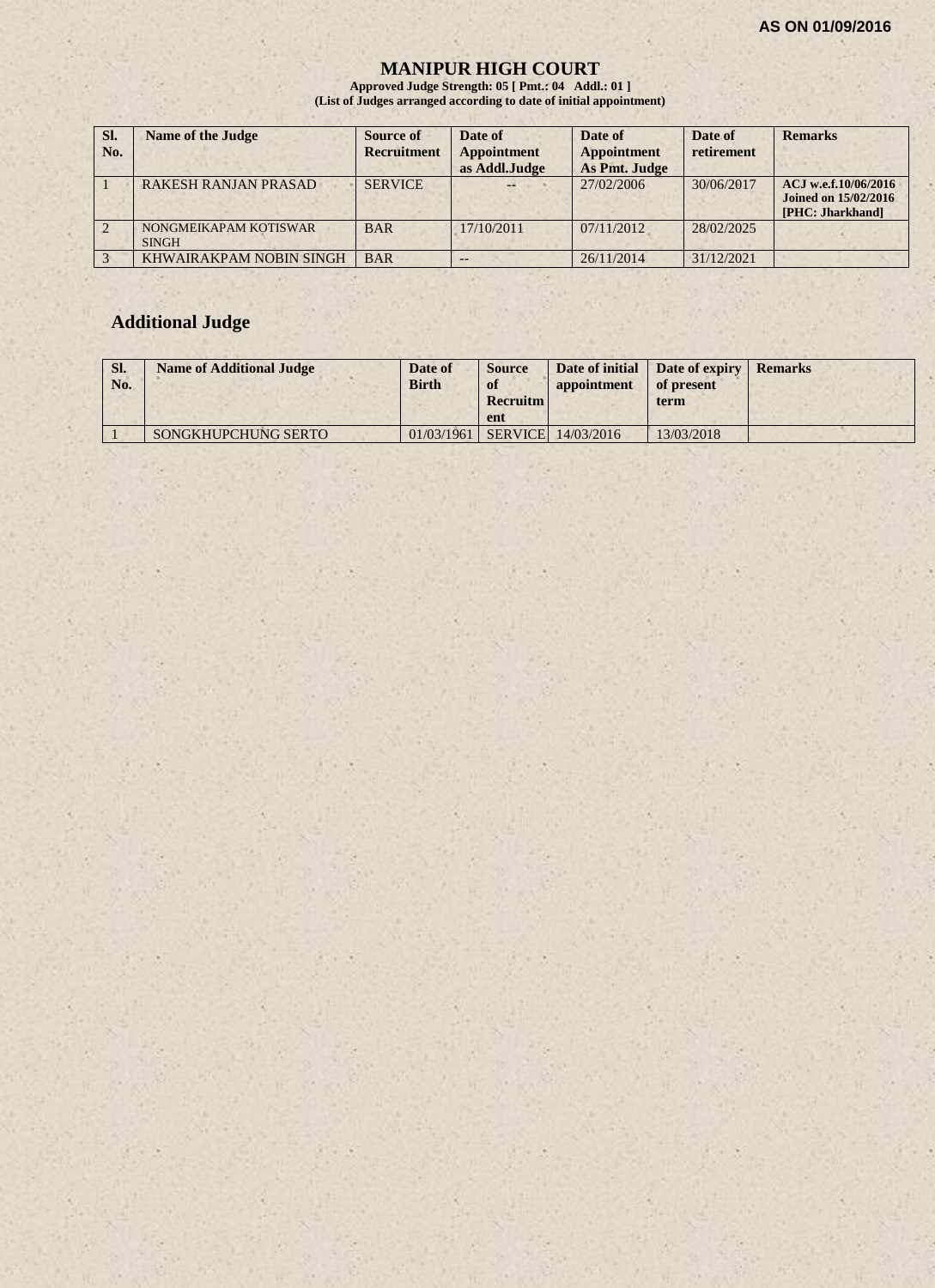AS ON 01/09/2016

# MANIPUR HIGH COURT

**Approved Judge Strength: 05 [ Pmt.: 04 Addl.: 01 ]**
**(List of Judges arranged according to date of initial appointment)**

| Sl. No. | Name of the Judge | Source of Recruitment | Date of Appointment as Addl.Judge | Date of Appointment As Pmt. Judge | Date of retirement | Remarks |
|---|---|---|---|---|---|---|
| 1 | RAKESH RANJAN PRASAD | SERVICE | -- | 27/02/2006 | 30/06/2017 | ACJ w.e.f.10/06/2016 Joined on 15/02/2016 [PHC: Jharkhand] |
| 2 | NONGMEIKAPAM KOTISWAR SINGH | BAR | 17/10/2011 | 07/11/2012 | 28/02/2025 | |
| 3 | KHWAIRAKPAM NOBIN SINGH | BAR | -- | 26/11/2014 | 31/12/2021 | |

## Additional Judge

| Sl. No. | Name of Additional Judge | Date of Birth | Source of Recruitment | Date of initial appointment | Date of expiry of present term | Remarks |
|---|---|---|---|---|---|---|
| 1 | SONGKHUPCHUNG SERTO | 01/03/1961 | SERVICE | 14/03/2016 | 13/03/2018 | |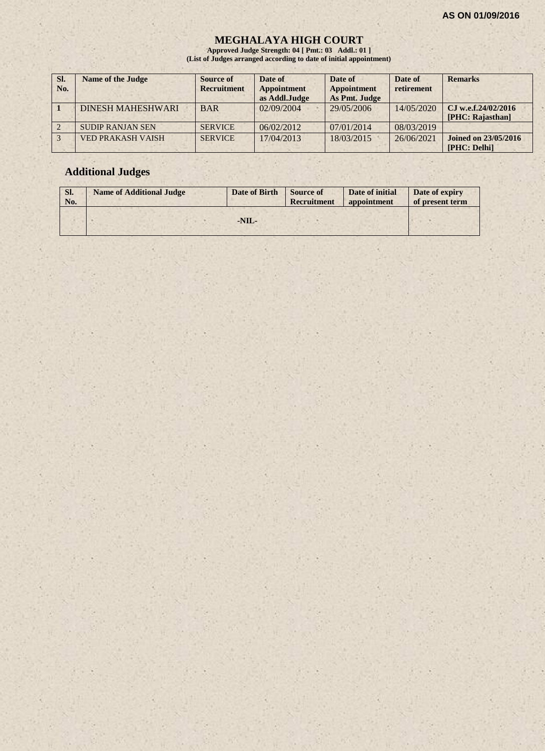AS ON 01/09/2016

# MEGHALAYA HIGH COURT

**Approved Judge Strength: 04 [ Pmt.: 03 Addl.: 01 ]**
**(List of Judges arranged according to date of initial appointment)**

| Sl. No. | Name of the Judge | Source of Recruitment | Date of Appointment as Addl.Judge | Date of Appointment As Pmt. Judge | Date of retirement | Remarks |
|---|---|---|---|---|---|---|
| 1 | DINESH MAHESHWARI | BAR | 02/09/2004 | 29/05/2006 | 14/05/2020 | **CJ w.e.f.24/02/2016 [PHC: Rajasthan]** |
| 2 | SUDIP RANJAN SEN | SERVICE | 06/02/2012 | 07/01/2014 | 08/03/2019 | |
| 3 | VED PRAKASH VAISH | SERVICE | 17/04/2013 | 18/03/2015 | 26/06/2021 | **Joined on 23/05/2016 [PHC: Delhi]** |

## Additional Judges

| Sl. No. | Name of Additional Judge | Date of Birth | Source of Recruitment | Date of initial appointment | Date of expiry of present term |
|---|---|---|---|---|---|
| | -NIL- | | | | |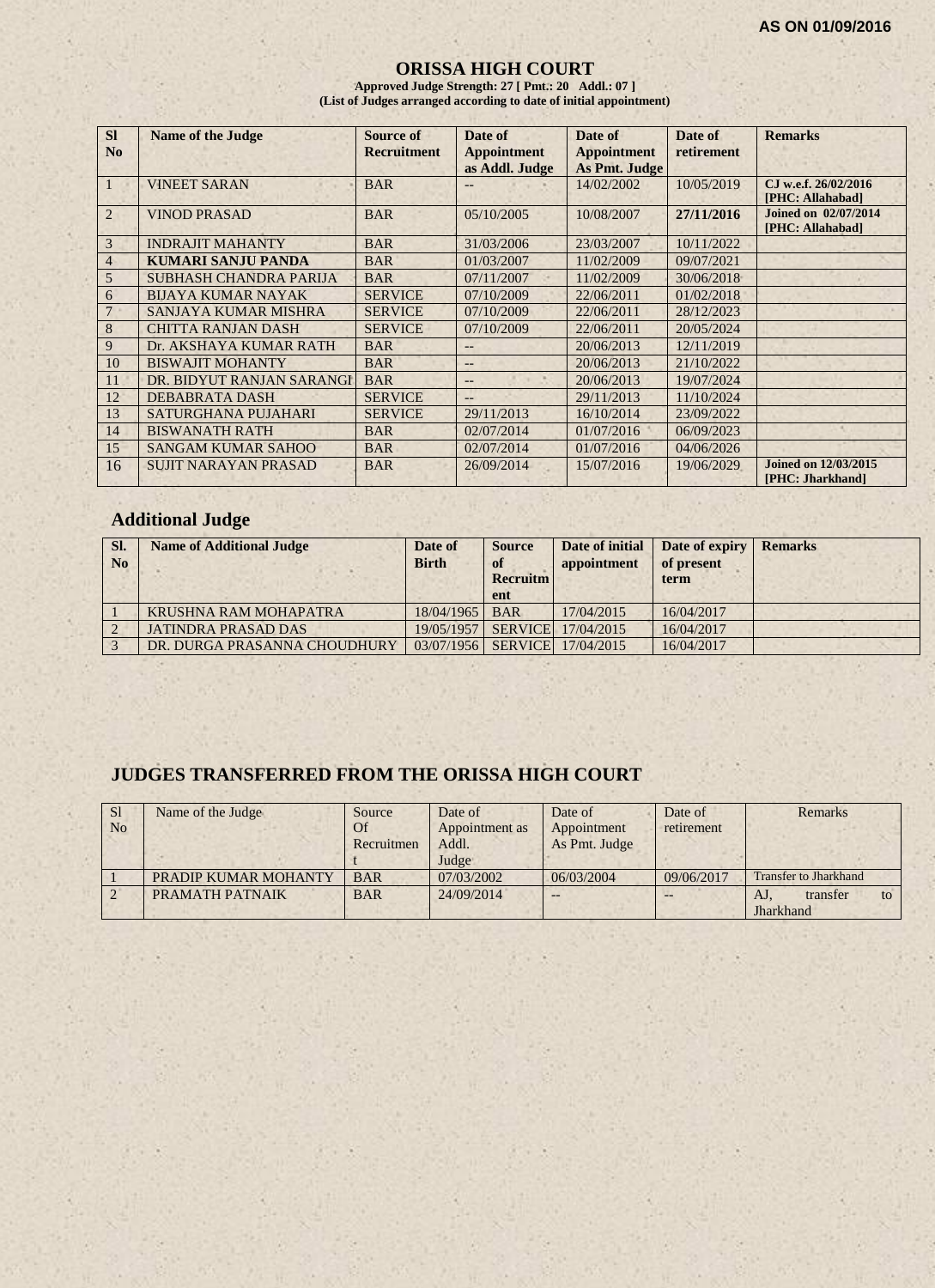AS ON 01/09/2016

# ORISSA HIGH COURT

**Approved Judge Strength: 27 [ Pmt.: 20 Addl.: 07 ]**
**(List of Judges arranged according to date of initial appointment)**

| Sl No | Name of the Judge | Source of Recruitment | Date of Appointment as Addl. Judge | Date of Appointment As Pmt. Judge | Date of retirement | Remarks |
|---|---|---|---|---|---|---|
| 1 | VINEET SARAN | BAR | -- | 14/02/2002 | 10/05/2019 | CJ w.e.f. 26/02/2016 [PHC: Allahabad] |
| 2 | VINOD PRASAD | BAR | 05/10/2005 | 10/08/2007 | **27/11/2016** | **Joined on 02/07/2014 [PHC: Allahabad]** |
| 3 | INDRAJIT MAHANTY | BAR | 31/03/2006 | 23/03/2007 | 10/11/2022 | |
| 4 | **KUMARI SANJU PANDA** | BAR | 01/03/2007 | 11/02/2009 | 09/07/2021 | |
| 5 | SUBHASH CHANDRA PARIJA | BAR | 07/11/2007 | 11/02/2009 | 30/06/2018 | |
| 6 | BIJAYA KUMAR NAYAK | SERVICE | 07/10/2009 | 22/06/2011 | 01/02/2018 | |
| 7 | SANJAYA KUMAR MISHRA | SERVICE | 07/10/2009 | 22/06/2011 | 28/12/2023 | |
| 8 | CHITTA RANJAN DASH | SERVICE | 07/10/2009 | 22/06/2011 | 20/05/2024 | |
| 9 | Dr. AKSHAYA KUMAR RATH | BAR | -- | 20/06/2013 | 12/11/2019 | |
| 10 | BISWAJIT MOHANTY | BAR | -- | 20/06/2013 | 21/10/2022 | |
| 11 | DR. BIDYUT RANJAN SARANGI | BAR | -- | 20/06/2013 | 19/07/2024 | |
| 12 | DEBABRATA DASH | SERVICE | -- | 29/11/2013 | 11/10/2024 | |
| 13 | SATURGHANA PUJAHARI | SERVICE | 29/11/2013 | 16/10/2014 | 23/09/2022 | |
| 14 | BISWANATH RATH | BAR | 02/07/2014 | 01/07/2016 | 06/09/2023 | |
| 15 | SANGAM KUMAR SAHOO | BAR | 02/07/2014 | 01/07/2016 | 04/06/2026 | |
| 16 | SUJIT NARAYAN PRASAD | BAR | 26/09/2014 | 15/07/2016 | 19/06/2029 | **Joined on 12/03/2015 [PHC: Jharkhand]** |

## Additional Judge

| Sl. No | Name of Additional Judge | Date of Birth | Source of Recruitment | Date of initial appointment | Date of expiry of present term | Remarks |
|---|---|---|---|---|---|---|
| 1 | KRUSHNA RAM MOHAPATRA | 18/04/1965 | BAR | 17/04/2015 | 16/04/2017 | |
| 2 | JATINDRA PRASAD DAS | 19/05/1957 | SERVICE | 17/04/2015 | 16/04/2017 | |
| 3 | DR. DURGA PRASANNA CHOUDHURY | 03/07/1956 | SERVICE | 17/04/2015 | 16/04/2017 | |

## JUDGES TRANSFERRED FROM THE ORISSA HIGH COURT

| Sl No | Name of the Judge | Source Of Recruitment | Date of Appointment as Addl. Judge | Date of Appointment As Pmt. Judge | Date of retirement | Remarks |
|---|---|---|---|---|---|---|
| 1 | PRADIP KUMAR MOHANTY | BAR | 07/03/2002 | 06/03/2004 | 09/06/2017 | Transfer to Jharkhand |
| 2 | PRAMATH PATNAIK | BAR | 24/09/2014 | -- | -- | AJ, transfer to Jharkhand |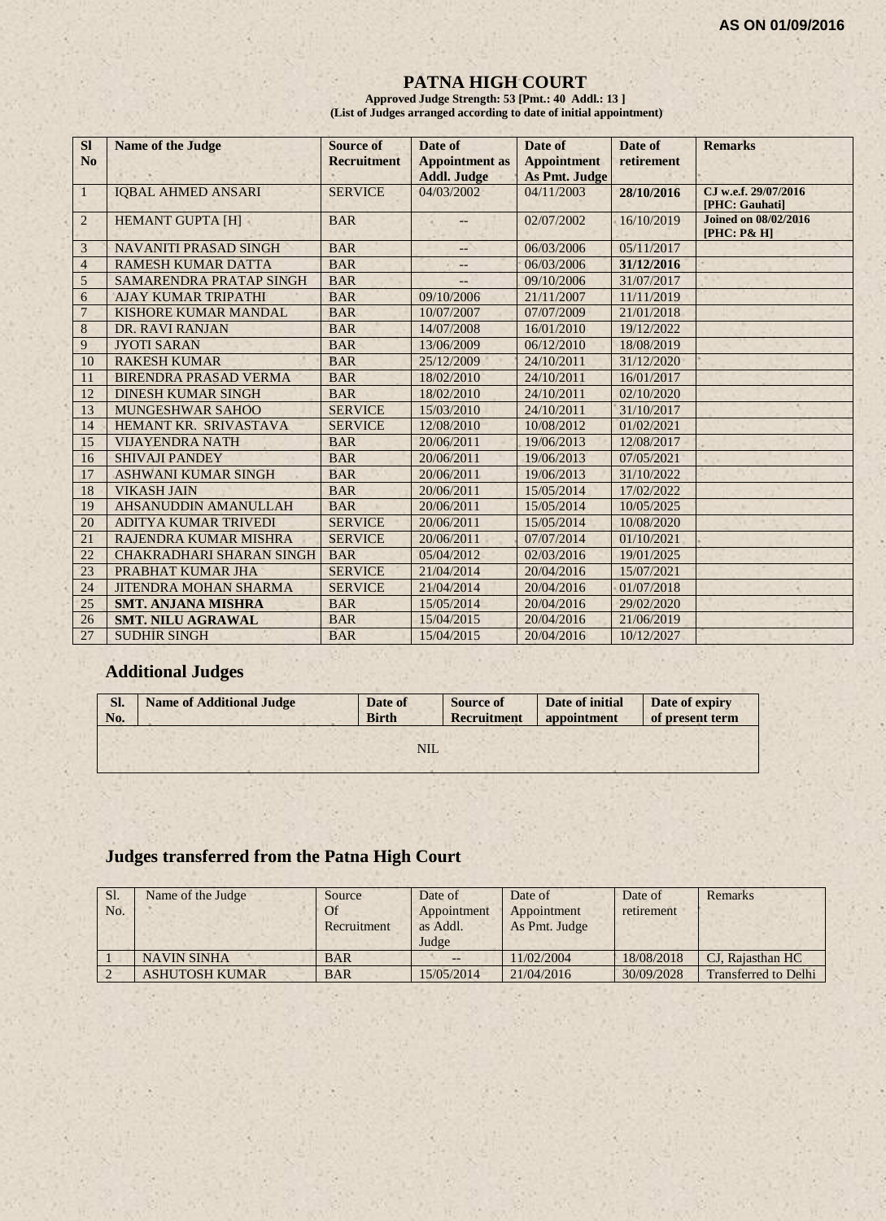AS ON 01/09/2016

# PATNA HIGH COURT

**Approved Judge Strength: 53 [Pmt.: 40 Addl.: 13 ]**
**(List of Judges arranged according to date of initial appointment)**

| Sl No | Name of the Judge | Source of Recruitment | Date of Appointment as Addl. Judge | Date of Appointment As Pmt. Judge | Date of retirement | Remarks |
|---|---|---|---|---|---|---|
| 1 | IQBAL AHMED ANSARI | SERVICE | 04/03/2002 | 04/11/2003 | **28/10/2016** | CJ w.e.f. 29/07/2016 [PHC: Gauhati] |
| 2 | HEMANT GUPTA [H] | BAR | -- | 02/07/2002 | 16/10/2019 | **Joined on 08/02/2016 [PHC: P& H]** |
| 3 | NAVANITI PRASAD SINGH | BAR | -- | 06/03/2006 | 05/11/2017 | |
| 4 | RAMESH KUMAR DATTA | BAR | -- | 06/03/2006 | **31/12/2016** | |
| 5 | SAMARENDRA PRATAP SINGH | BAR | -- | 09/10/2006 | 31/07/2017 | |
| 6 | AJAY KUMAR TRIPATHI | BAR | 09/10/2006 | 21/11/2007 | 11/11/2019 | |
| 7 | KISHORE KUMAR MANDAL | BAR | 10/07/2007 | 07/07/2009 | 21/01/2018 | |
| 8 | DR. RAVI RANJAN | BAR | 14/07/2008 | 16/01/2010 | 19/12/2022 | |
| 9 | JYOTI SARAN | BAR | 13/06/2009 | 06/12/2010 | 18/08/2019 | |
| 10 | RAKESH KUMAR | BAR | 25/12/2009 | 24/10/2011 | 31/12/2020 | |
| 11 | BIRENDRA PRASAD VERMA | BAR | 18/02/2010 | 24/10/2011 | 16/01/2017 | |
| 12 | DINESH KUMAR SINGH | BAR | 18/02/2010 | 24/10/2011 | 02/10/2020 | |
| 13 | MUNGESHWAR SAHOO | SERVICE | 15/03/2010 | 24/10/2011 | 31/10/2017 | |
| 14 | HEMANT KR. SRIVASTAVA | SERVICE | 12/08/2010 | 10/08/2012 | 01/02/2021 | |
| 15 | VIJAYENDRA NATH | BAR | 20/06/2011 | 19/06/2013 | 12/08/2017 | |
| 16 | SHIVAJI PANDEY | BAR | 20/06/2011 | 19/06/2013 | 07/05/2021 | |
| 17 | ASHWANI KUMAR SINGH | BAR | 20/06/2011 | 19/06/2013 | 31/10/2022 | |
| 18 | VIKASH JAIN | BAR | 20/06/2011 | 15/05/2014 | 17/02/2022 | |
| 19 | AHSANUDDIN AMANULLAH | BAR | 20/06/2011 | 15/05/2014 | 10/05/2025 | |
| 20 | ADITYA KUMAR TRIVEDI | SERVICE | 20/06/2011 | 15/05/2014 | 10/08/2020 | |
| 21 | RAJENDRA KUMAR MISHRA | SERVICE | 20/06/2011 | 07/07/2014 | 01/10/2021 | |
| 22 | CHAKRADHARI SHARAN SINGH | BAR | 05/04/2012 | 02/03/2016 | 19/01/2025 | |
| 23 | PRABHAT KUMAR JHA | SERVICE | 21/04/2014 | 20/04/2016 | 15/07/2021 | |
| 24 | JITENDRA MOHAN SHARMA | SERVICE | 21/04/2014 | 20/04/2016 | 01/07/2018 | |
| 25 | **SMT. ANJANA MISHRA** | BAR | 15/05/2014 | 20/04/2016 | 29/02/2020 | |
| 26 | **SMT. NILU AGRAWAL** | BAR | 15/04/2015 | 20/04/2016 | 21/06/2019 | |
| 27 | SUDHIR SINGH | BAR | 15/04/2015 | 20/04/2016 | 10/12/2027 | |

## Additional Judges

| Sl. No. | Name of Additional Judge | Date of Birth | Source of Recruitment | Date of initial appointment | Date of expiry of present term |
|---|---|---|---|---|---|
| | | | NIL | | |

## Judges transferred from the Patna High Court

| Sl. No. | Name of the Judge | Source Of Recruitment | Date of Appointment as Addl. Judge | Date of Appointment As Pmt. Judge | Date of retirement | Remarks |
|---|---|---|---|---|---|---|
| 1 | NAVIN SINHA | BAR | -- | 11/02/2004 | 18/08/2018 | CJ, Rajasthan HC |
| 2 | ASHUTOSH KUMAR | BAR | 15/05/2014 | 21/04/2016 | 30/09/2028 | Transferred to Delhi |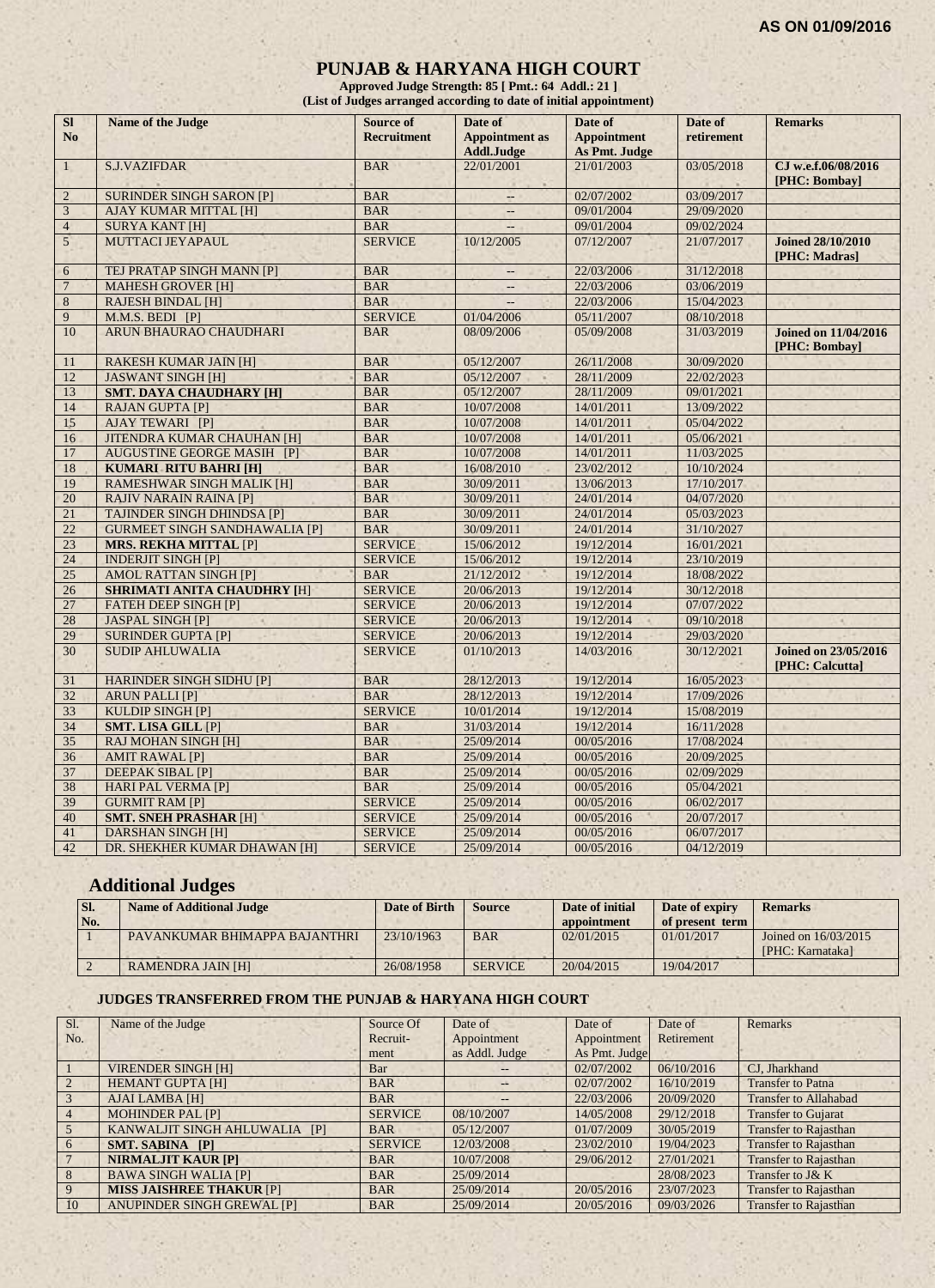**AS ON 01/09/2016**

# PUNJAB & HARYANA HIGH COURT

**Approved Judge Strength: 85 [ Pmt.: 64 Addl.: 21 ]**
**(List of Judges arranged according to date of initial appointment)**

| Sl No | Name of the Judge | Source of Recruitment | Date of Appointment as Addl.Judge | Date of Appointment As Pmt. Judge | Date of retirement | Remarks |
|---|---|---|---|---|---|---|
| 1 | S.J.VAZIFDAR | BAR | 22/01/2001 | 21/01/2003 | 03/05/2018 | **CJ w.e.f.06/08/2016 [PHC: Bombay]** |
| 2 | SURINDER SINGH SARON [P] | BAR | -- | 02/07/2002 | 03/09/2017 | |
| 3 | AJAY KUMAR MITTAL [H] | BAR | -- | 09/01/2004 | 29/09/2020 | |
| 4 | SURYA KANT [H] | BAR | -- | 09/01/2004 | 09/02/2024 | |
| 5 | MUTTACI JEYAPAUL | SERVICE | 10/12/2005 | 07/12/2007 | 21/07/2017 | **Joined 28/10/2010 [PHC: Madras]** |
| 6 | TEJ PRATAP SINGH MANN [P] | BAR | -- | 22/03/2006 | 31/12/2018 | |
| 7 | MAHESH GROVER [H] | BAR | -- | 22/03/2006 | 03/06/2019 | |
| 8 | RAJESH BINDAL [H] | BAR | -- | 22/03/2006 | 15/04/2023 | |
| 9 | M.M.S. BEDI [P] | SERVICE | 01/04/2006 | 05/11/2007 | 08/10/2018 | |
| 10 | ARUN BHAURAO CHAUDHARI | BAR | 08/09/2006 | 05/09/2008 | 31/03/2019 | **Joined on 11/04/2016 [PHC: Bombay]** |
| 11 | RAKESH KUMAR JAIN [H] | BAR | 05/12/2007 | 26/11/2008 | 30/09/2020 | |
| 12 | JASWANT SINGH [H] | BAR | 05/12/2007 | 28/11/2009 | 22/02/2023 | |
| 13 | **SMT. DAYA CHAUDHARY [H]** | BAR | 05/12/2007 | 28/11/2009 | 09/01/2021 | |
| 14 | RAJAN GUPTA [P] | BAR | 10/07/2008 | 14/01/2011 | 13/09/2022 | |
| 15 | AJAY TEWARI [P] | BAR | 10/07/2008 | 14/01/2011 | 05/04/2022 | |
| 16 | JITENDRA KUMAR CHAUHAN [H] | BAR | 10/07/2008 | 14/01/2011 | 05/06/2021 | |
| 17 | AUGUSTINE GEORGE MASIH [P] | BAR | 10/07/2008 | 14/01/2011 | 11/03/2025 | |
| 18 | **KUMARI RITU BAHRI [H]** | BAR | 16/08/2010 | 23/02/2012 | 10/10/2024 | |
| 19 | RAMESHWAR SINGH MALIK [H] | BAR | 30/09/2011 | 13/06/2013 | 17/10/2017 | |
| 20 | RAJIV NARAIN RAINA [P] | BAR | 30/09/2011 | 24/01/2014 | 04/07/2020 | |
| 21 | TAJINDER SINGH DHINDSA [P] | BAR | 30/09/2011 | 24/01/2014 | 05/03/2023 | |
| 22 | GURMEET SINGH SANDHAWALIA [P] | BAR | 30/09/2011 | 24/01/2014 | 31/10/2027 | |
| 23 | **MRS. REKHA MITTAL** [P] | SERVICE | 15/06/2012 | 19/12/2014 | 16/01/2021 | |
| 24 | INDERJIT SINGH [P] | SERVICE | 15/06/2012 | 19/12/2014 | 23/10/2019 | |
| 25 | AMOL RATTAN SINGH [P] | BAR | 21/12/2012 | 19/12/2014 | 18/08/2022 | |
| 26 | **SHRIMATI ANITA CHAUDHRY [**H] | SERVICE | 20/06/2013 | 19/12/2014 | 30/12/2018 | |
| 27 | FATEH DEEP SINGH [P] | SERVICE | 20/06/2013 | 19/12/2014 | 07/07/2022 | |
| 28 | JASPAL SINGH [P] | SERVICE | 20/06/2013 | 19/12/2014 | 09/10/2018 | |
| 29 | SURINDER GUPTA [P] | SERVICE | 20/06/2013 | 19/12/2014 | 29/03/2020 | |
| 30 | SUDIP AHLUWALIA | SERVICE | 01/10/2013 | 14/03/2016 | 30/12/2021 | **Joined on 23/05/2016 [PHC: Calcutta]** |
| 31 | HARINDER SINGH SIDHU [P] | BAR | 28/12/2013 | 19/12/2014 | 16/05/2023 | |
| 32 | ARUN PALLI [P] | BAR | 28/12/2013 | 19/12/2014 | 17/09/2026 | |
| 33 | KULDIP SINGH [P] | SERVICE | 10/01/2014 | 19/12/2014 | 15/08/2019 | |
| 34 | **SMT. LISA GILL** [P] | BAR | 31/03/2014 | 19/12/2014 | 16/11/2028 | |
| 35 | RAJ MOHAN SINGH [H] | BAR | 25/09/2014 | 00/05/2016 | 17/08/2024 | |
| 36 | AMIT RAWAL [P] | BAR | 25/09/2014 | 00/05/2016 | 20/09/2025 | |
| 37 | DEEPAK SIBAL [P] | BAR | 25/09/2014 | 00/05/2016 | 02/09/2029 | |
| 38 | HARI PAL VERMA [P] | BAR | 25/09/2014 | 00/05/2016 | 05/04/2021 | |
| 39 | GURMIT RAM [P] | SERVICE | 25/09/2014 | 00/05/2016 | 06/02/2017 | |
| 40 | **SMT. SNEH PRASHAR** [H] | SERVICE | 25/09/2014 | 00/05/2016 | 20/07/2017 | |
| 41 | DARSHAN SINGH [H] | SERVICE | 25/09/2014 | 00/05/2016 | 06/07/2017 | |
| 42 | DR. SHEKHER KUMAR DHAWAN [H] | SERVICE | 25/09/2014 | 00/05/2016 | 04/12/2019 | |

## Additional Judges

| Sl. No. | Name of Additional Judge | Date of Birth | Source | Date of initial appointment | Date of expiry of present term | Remarks |
|---|---|---|---|---|---|---|
| 1 | PAVANKUMAR BHIMAPPA BAJANTHRI | 23/10/1963 | BAR | 02/01/2015 | 01/01/2017 | Joined on 16/03/2015 [PHC: Karnataka] |
| 2 | RAMENDRA JAIN [H] | 26/08/1958 | SERVICE | 20/04/2015 | 19/04/2017 | |

### JUDGES TRANSFERRED FROM THE PUNJAB & HARYANA HIGH COURT

| Sl. No. | Name of the Judge | Source Of Recruit-ment | Date of Appointment as Addl. Judge | Date of Appointment As Pmt. Judge | Date of Retirement | Remarks |
|---|---|---|---|---|---|---|
| 1 | VIRENDER SINGH [H] | Bar | -- | 02/07/2002 | 06/10/2016 | CJ, Jharkhand |
| 2 | HEMANT GUPTA [H] | BAR | -- | 02/07/2002 | 16/10/2019 | Transfer to Patna |
| 3 | AJAI LAMBA [H] | BAR | -- | 22/03/2006 | 20/09/2020 | Transfer to Allahabad |
| 4 | MOHINDER PAL [P] | SERVICE | 08/10/2007 | 14/05/2008 | 29/12/2018 | Transfer to Gujarat |
| 5 | KANWALJIT SINGH AHLUWALIA [P] | BAR | 05/12/2007 | 01/07/2009 | 30/05/2019 | Transfer to Rajasthan |
| 6 | **SMT. SABINA [P]** | SERVICE | 12/03/2008 | 23/02/2010 | 19/04/2023 | Transfer to Rajasthan |
| 7 | **NIRMALJIT KAUR [P]** | BAR | 10/07/2008 | 29/06/2012 | 27/01/2021 | Transfer to Rajasthan |
| 8 | BAWA SINGH WALIA [P] | BAR | 25/09/2014 | | 28/08/2023 | Transfer to J& K |
| 9 | **MISS JAISHREE THAKUR** [P] | BAR | 25/09/2014 | 20/05/2016 | 23/07/2023 | Transfer to Rajasthan |
| 10 | ANUPINDER SINGH GREWAL [P] | BAR | 25/09/2014 | 20/05/2016 | 09/03/2026 | Transfer to Rajasthan |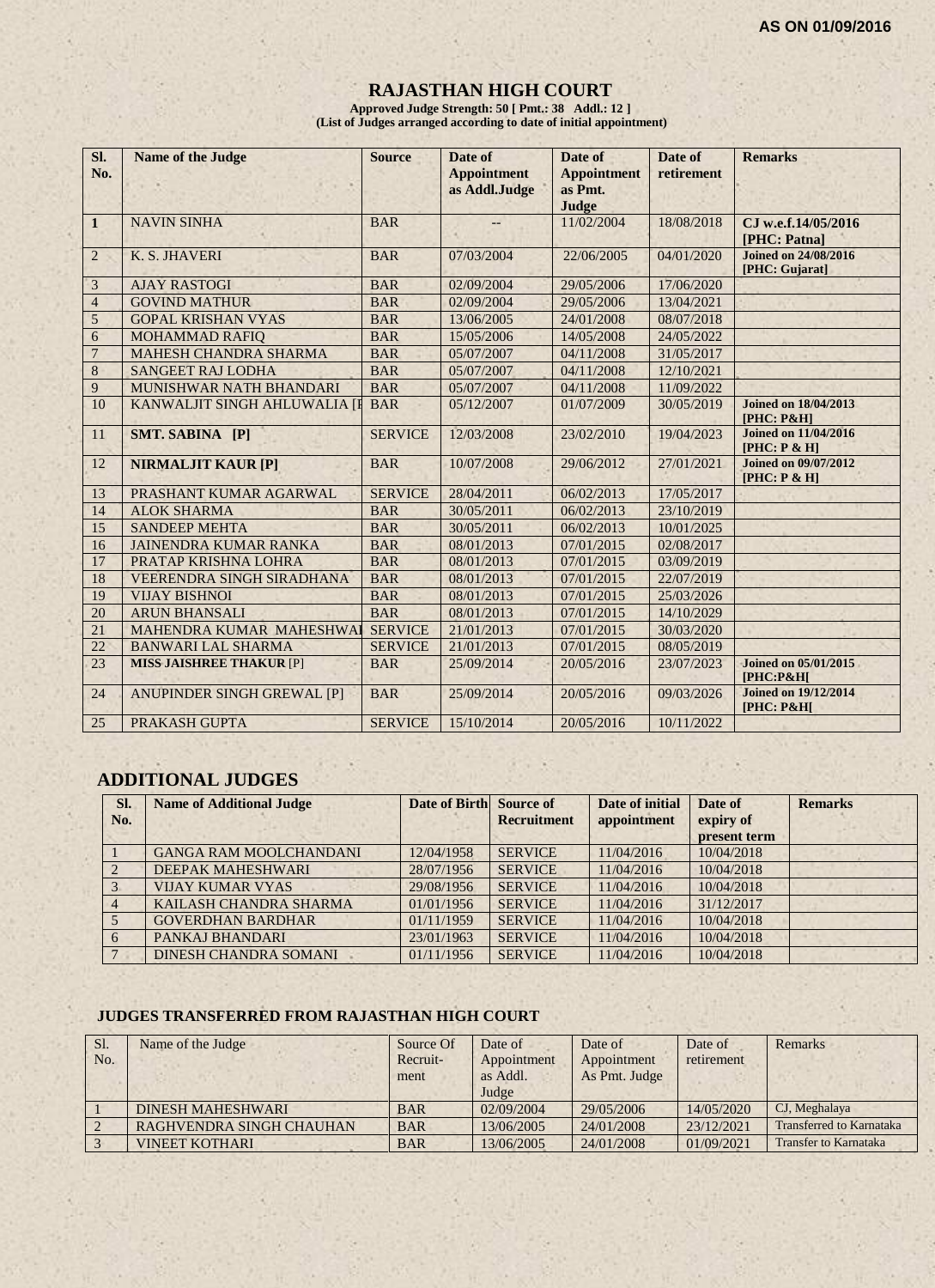AS ON 01/09/2016

# RAJASTHAN HIGH COURT

**Approved Judge Strength: 50 [ Pmt.: 38 Addl.: 12 ]**
**(List of Judges arranged according to date of initial appointment)**

| Sl. No. | Name of the Judge | Source | Date of Appointment as Addl.Judge | Date of Appointment as Pmt. Judge | Date of retirement | Remarks |
|---|---|---|---|---|---|---|
| **1** | NAVIN SINHA | BAR | -- | 11/02/2004 | 18/08/2018 | **CJ w.e.f.14/05/2016 [PHC: Patna]** |
| 2 | K. S. JHAVERI | BAR | 07/03/2004 | 22/06/2005 | 04/01/2020 | **Joined on 24/08/2016 [PHC: Gujarat]** |
| 3 | AJAY RASTOGI | BAR | 02/09/2004 | 29/05/2006 | 17/06/2020 | |
| 4 | GOVIND MATHUR | BAR | 02/09/2004 | 29/05/2006 | 13/04/2021 | |
| 5 | GOPAL KRISHAN VYAS | BAR | 13/06/2005 | 24/01/2008 | 08/07/2018 | |
| 6 | MOHAMMAD RAFIQ | BAR | 15/05/2006 | 14/05/2008 | 24/05/2022 | |
| 7 | MAHESH CHANDRA SHARMA | BAR | 05/07/2007 | 04/11/2008 | 31/05/2017 | |
| 8 | SANGEET RAJ LODHA | BAR | 05/07/2007 | 04/11/2008 | 12/10/2021 | |
| 9 | MUNISHWAR NATH BHANDARI | BAR | 05/07/2007 | 04/11/2008 | 11/09/2022 | |
| 10 | KANWALJIT SINGH AHLUWALIA [I | BAR | 05/12/2007 | 01/07/2009 | 30/05/2019 | **Joined on 18/04/2013 [PHC: P&H]** |
| 11 | **SMT. SABINA [P]** | SERVICE | 12/03/2008 | 23/02/2010 | 19/04/2023 | **Joined on 11/04/2016 [PHC: P & H]** |
| 12 | **NIRMALJIT KAUR [P]** | BAR | 10/07/2008 | 29/06/2012 | 27/01/2021 | **Joined on 09/07/2012 [PHC: P & H]** |
| 13 | PRASHANT KUMAR AGARWAL | SERVICE | 28/04/2011 | 06/02/2013 | 17/05/2017 | |
| 14 | ALOK SHARMA | BAR | 30/05/2011 | 06/02/2013 | 23/10/2019 | |
| 15 | SANDEEP MEHTA | BAR | 30/05/2011 | 06/02/2013 | 10/01/2025 | |
| 16 | JAINENDRA KUMAR RANKA | BAR | 08/01/2013 | 07/01/2015 | 02/08/2017 | |
| 17 | PRATAP KRISHNA LOHRA | BAR | 08/01/2013 | 07/01/2015 | 03/09/2019 | |
| 18 | VEERENDRA SINGH SIRADHANA | BAR | 08/01/2013 | 07/01/2015 | 22/07/2019 | |
| 19 | VIJAY BISHNOI | BAR | 08/01/2013 | 07/01/2015 | 25/03/2026 | |
| 20 | ARUN BHANSALI | BAR | 08/01/2013 | 07/01/2015 | 14/10/2029 | |
| 21 | MAHENDRA KUMAR MAHESHWAI | SERVICE | 21/01/2013 | 07/01/2015 | 30/03/2020 | |
| 22 | BANWARI LAL SHARMA | SERVICE | 21/01/2013 | 07/01/2015 | 08/05/2019 | |
| 23 | **MISS JAISHREE THAKUR** [P] | BAR | 25/09/2014 | 20/05/2016 | 23/07/2023 | **Joined on 05/01/2015 [PHC:P&H[** |
| 24 | ANUPINDER SINGH GREWAL [P] | BAR | 25/09/2014 | 20/05/2016 | 09/03/2026 | **Joined on 19/12/2014 [PHC: P&H[** |
| 25 | PRAKASH GUPTA | SERVICE | 15/10/2014 | 20/05/2016 | 10/11/2022 | |

## ADDITIONAL JUDGES

| Sl. No. | Name of Additional Judge | Date of Birth | Source of Recruitment | Date of initial appointment | Date of expiry of present term | Remarks |
|---|---|---|---|---|---|---|
| 1 | GANGA RAM MOOLCHANDANI | 12/04/1958 | SERVICE | 11/04/2016 | 10/04/2018 | |
| 2 | DEEPAK MAHESHWARI | 28/07/1956 | SERVICE | 11/04/2016 | 10/04/2018 | |
| 3 | VIJAY KUMAR VYAS | 29/08/1956 | SERVICE | 11/04/2016 | 10/04/2018 | |
| 4 | KAILASH CHANDRA SHARMA | 01/01/1956 | SERVICE | 11/04/2016 | 31/12/2017 | |
| 5 | GOVERDHAN BARDHAR | 01/11/1959 | SERVICE | 11/04/2016 | 10/04/2018 | |
| 6 | PANKAJ BHANDARI | 23/01/1963 | SERVICE | 11/04/2016 | 10/04/2018 | |
| 7 | DINESH CHANDRA SOMANI | 01/11/1956 | SERVICE | 11/04/2016 | 10/04/2018 | |

### JUDGES TRANSFERRED FROM RAJASTHAN HIGH COURT

| Sl. No. | Name of the Judge | Source Of Recruit-ment | Date of Appointment as Addl. Judge | Date of Appointment As Pmt. Judge | Date of retirement | Remarks |
|---|---|---|---|---|---|---|
| 1 | DINESH MAHESHWARI | BAR | 02/09/2004 | 29/05/2006 | 14/05/2020 | CJ, Meghalaya |
| 2 | RAGHVENDRA SINGH CHAUHAN | BAR | 13/06/2005 | 24/01/2008 | 23/12/2021 | Transferred to Karnataka |
| 3 | VINEET KOTHARI | BAR | 13/06/2005 | 24/01/2008 | 01/09/2021 | Transfer to Karnataka |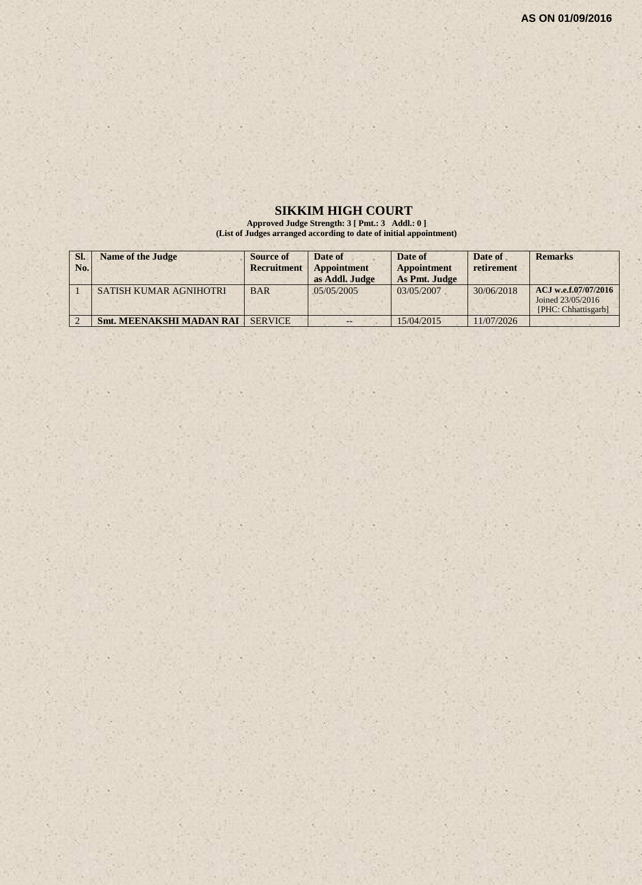**AS ON 01/09/2016**

# SIKKIM HIGH COURT

**Approved Judge Strength: 3 [ Pmt.: 3 Addl.: 0 ]**
**(List of Judges arranged according to date of initial appointment)**

| Sl. No. | Name of the Judge | Source of Recruitment | Date of Appointment as Addl. Judge | Date of Appointment As Pmt. Judge | Date of retirement | Remarks |
|---|---|---|---|---|---|---|
| 1 | SATISH KUMAR AGNIHOTRI | BAR | 05/05/2005 | 03/05/2007 | 30/06/2018 | **ACJ w.e.f.07/07/2016** Joined 23/05/2016 [PHC: Chhattisgarh] |
| 2 | **Smt. MEENAKSHI MADAN RAI** | SERVICE | -- | 15/04/2015 | 11/07/2026 | |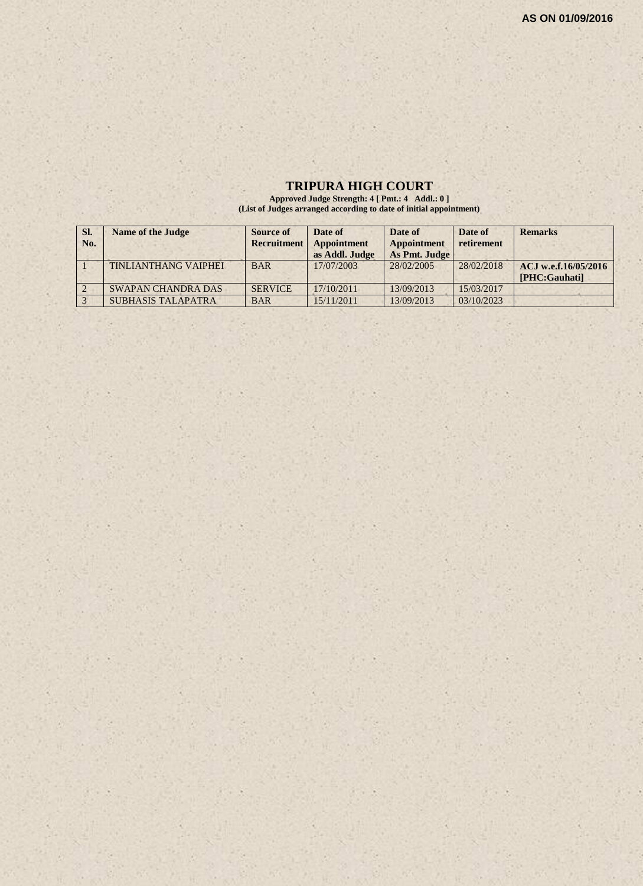AS ON 01/09/2016

# TRIPURA HIGH COURT

**Approved Judge Strength: 4 [ Pmt.: 4 Addl.: 0 ]**
**(List of Judges arranged according to date of initial appointment)**

| Sl. No. | Name of the Judge | Source of Recruitment | Date of Appointment as Addl. Judge | Date of Appointment As Pmt. Judge | Date of retirement | Remarks |
|---|---|---|---|---|---|---|
| 1 | TINLIANTHANG VAIPHEI | BAR | 17/07/2003 | 28/02/2005 | 28/02/2018 | **ACJ w.e.f.16/05/2016 [PHC:Gauhati]** |
| 2 | SWAPAN CHANDRA DAS | SERVICE | 17/10/2011 | 13/09/2013 | 15/03/2017 | |
| 3 | SUBHASIS TALAPATRA | BAR | 15/11/2011 | 13/09/2013 | 03/10/2023 | |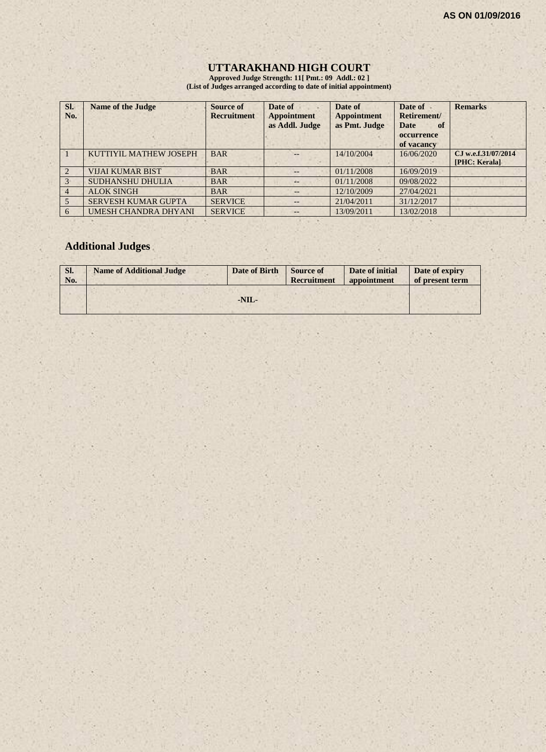AS ON 01/09/2016

# UTTARAKHAND HIGH COURT

**Approved Judge Strength: 11[ Pmt.: 09 Addl.: 02 ]**
**(List of Judges arranged according to date of initial appointment)**

| Sl. No. | Name of the Judge | Source of Recruitment | Date of Appointment as Addl. Judge | Date of Appointment as Pmt. Judge | Date of Retirement/ Date of occurrence of vacancy | Remarks |
|---|---|---|---|---|---|---|
| 1 | KUTTIYIL MATHEW JOSEPH | BAR | -- | 14/10/2004 | 16/06/2020 | CJ w.e.f.31/07/2014 [PHC: Kerala] |
| 2 | VIJAI KUMAR BIST | BAR | -- | 01/11/2008 | 16/09/2019 | |
| 3 | SUDHANSHU DHULIA | BAR | -- | 01/11/2008 | 09/08/2022 | |
| 4 | ALOK SINGH | BAR | -- | 12/10/2009 | 27/04/2021 | |
| 5 | SERVESH KUMAR GUPTA | SERVICE | -- | 21/04/2011 | 31/12/2017 | |
| 6 | UMESH CHANDRA DHYANI | SERVICE | -- | 13/09/2011 | 13/02/2018 | |

## Additional Judges

| Sl. No. | Name of Additional Judge | Date of Birth | Source of Recruitment | Date of initial appointment | Date of expiry of present term |
|---|---|---|---|---|---|
| | -NIL- | | | | |